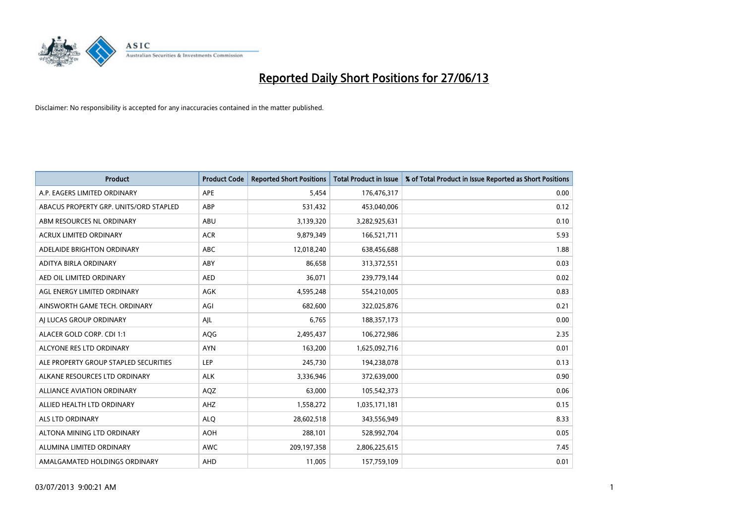# Reported Daily Short Positions for 27/06/13

Disclaimer: No responsibility is accepted for any inaccuracies contained in the matter published.

| Product | Product Code | Reported Short Positions | Total Product in Issue | % of Total Product in Issue Reported as Short Positions |
|---|---|---|---|---|
| A.P. EAGERS LIMITED ORDINARY | APE | 5,454 | 176,476,317 | 0.00 |
| ABACUS PROPERTY GRP. UNITS/ORD STAPLED | ABP | 531,432 | 453,040,006 | 0.12 |
| ABM RESOURCES NL ORDINARY | ABU | 3,139,320 | 3,282,925,631 | 0.10 |
| ACRUX LIMITED ORDINARY | ACR | 9,879,349 | 166,521,711 | 5.93 |
| ADELAIDE BRIGHTON ORDINARY | ABC | 12,018,240 | 638,456,688 | 1.88 |
| ADITYA BIRLA ORDINARY | ABY | 86,658 | 313,372,551 | 0.03 |
| AED OIL LIMITED ORDINARY | AED | 36,071 | 239,779,144 | 0.02 |
| AGL ENERGY LIMITED ORDINARY | AGK | 4,595,248 | 554,210,005 | 0.83 |
| AINSWORTH GAME TECH. ORDINARY | AGI | 682,600 | 322,025,876 | 0.21 |
| AJ LUCAS GROUP ORDINARY | AJL | 6,765 | 188,357,173 | 0.00 |
| ALACER GOLD CORP. CDI 1:1 | AQG | 2,495,437 | 106,272,986 | 2.35 |
| ALCYONE RES LTD ORDINARY | AYN | 163,200 | 1,625,092,716 | 0.01 |
| ALE PROPERTY GROUP STAPLED SECURITIES | LEP | 245,730 | 194,238,078 | 0.13 |
| ALKANE RESOURCES LTD ORDINARY | ALK | 3,336,946 | 372,639,000 | 0.90 |
| ALLIANCE AVIATION ORDINARY | AQZ | 63,000 | 105,542,373 | 0.06 |
| ALLIED HEALTH LTD ORDINARY | AHZ | 1,558,272 | 1,035,171,181 | 0.15 |
| ALS LTD ORDINARY | ALQ | 28,602,518 | 343,556,949 | 8.33 |
| ALTONA MINING LTD ORDINARY | AOH | 288,101 | 528,992,704 | 0.05 |
| ALUMINA LIMITED ORDINARY | AWC | 209,197,358 | 2,806,225,615 | 7.45 |
| AMALGAMATED HOLDINGS ORDINARY | AHD | 11,005 | 157,759,109 | 0.01 |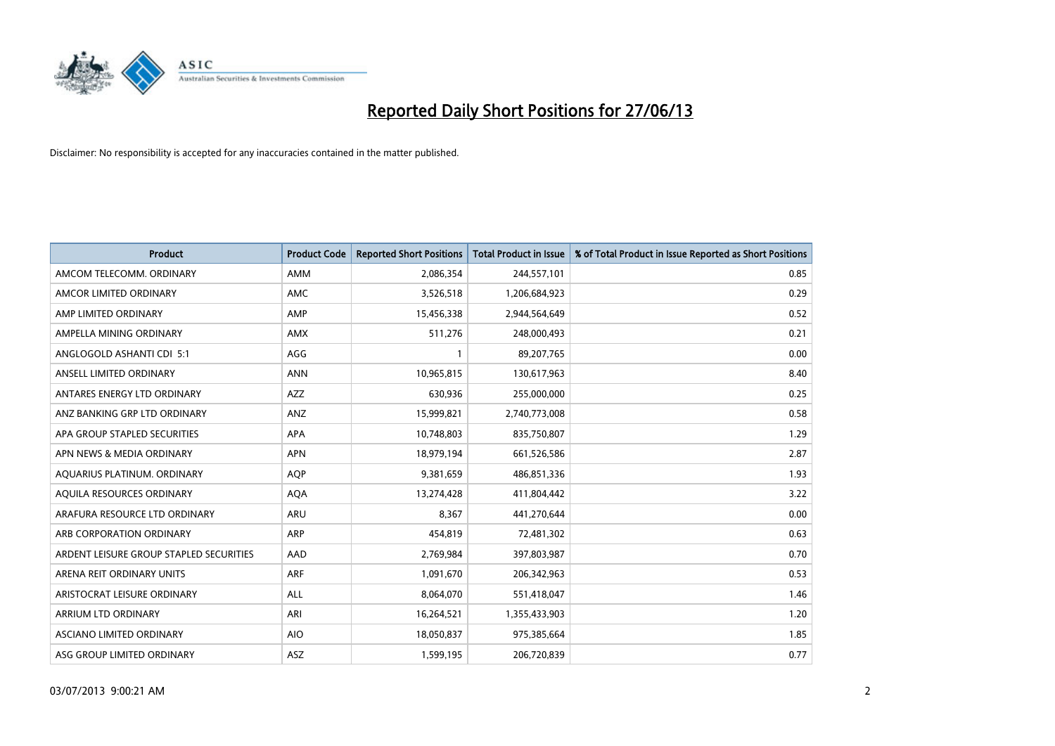# Reported Daily Short Positions for 27/06/13

Disclaimer: No responsibility is accepted for any inaccuracies contained in the matter published.

| Product | Product Code | Reported Short Positions | Total Product in Issue | % of Total Product in Issue Reported as Short Positions |
|---|---|---|---|---|
| AMCOM TELECOMM. ORDINARY | AMM | 2,086,354 | 244,557,101 | 0.85 |
| AMCOR LIMITED ORDINARY | AMC | 3,526,518 | 1,206,684,923 | 0.29 |
| AMP LIMITED ORDINARY | AMP | 15,456,338 | 2,944,564,649 | 0.52 |
| AMPELLA MINING ORDINARY | AMX | 511,276 | 248,000,493 | 0.21 |
| ANGLOGOLD ASHANTI CDI 5:1 | AGG | 1 | 89,207,765 | 0.00 |
| ANSELL LIMITED ORDINARY | ANN | 10,965,815 | 130,617,963 | 8.40 |
| ANTARES ENERGY LTD ORDINARY | AZZ | 630,936 | 255,000,000 | 0.25 |
| ANZ BANKING GRP LTD ORDINARY | ANZ | 15,999,821 | 2,740,773,008 | 0.58 |
| APA GROUP STAPLED SECURITIES | APA | 10,748,803 | 835,750,807 | 1.29 |
| APN NEWS & MEDIA ORDINARY | APN | 18,979,194 | 661,526,586 | 2.87 |
| AQUARIUS PLATINUM. ORDINARY | AQP | 9,381,659 | 486,851,336 | 1.93 |
| AQUILA RESOURCES ORDINARY | AQA | 13,274,428 | 411,804,442 | 3.22 |
| ARAFURA RESOURCE LTD ORDINARY | ARU | 8,367 | 441,270,644 | 0.00 |
| ARB CORPORATION ORDINARY | ARP | 454,819 | 72,481,302 | 0.63 |
| ARDENT LEISURE GROUP STAPLED SECURITIES | AAD | 2,769,984 | 397,803,987 | 0.70 |
| ARENA REIT ORDINARY UNITS | ARF | 1,091,670 | 206,342,963 | 0.53 |
| ARISTOCRAT LEISURE ORDINARY | ALL | 8,064,070 | 551,418,047 | 1.46 |
| ARRIUM LTD ORDINARY | ARI | 16,264,521 | 1,355,433,903 | 1.20 |
| ASCIANO LIMITED ORDINARY | AIO | 18,050,837 | 975,385,664 | 1.85 |
| ASG GROUP LIMITED ORDINARY | ASZ | 1,599,195 | 206,720,839 | 0.77 |

03/07/2013 9:00:21 AM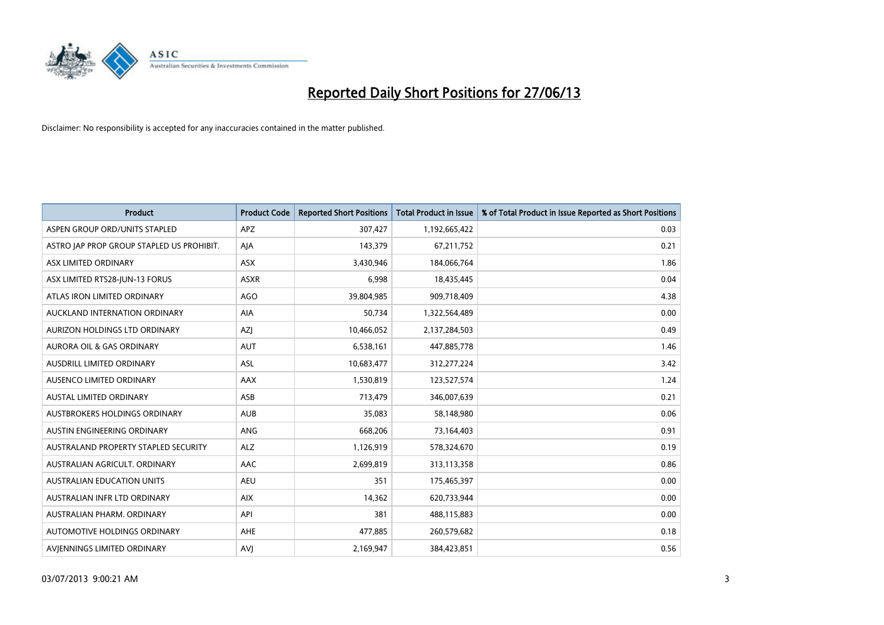# Reported Daily Short Positions for 27/06/13

Disclaimer: No responsibility is accepted for any inaccuracies contained in the matter published.

| Product | Product Code | Reported Short Positions | Total Product in Issue | % of Total Product in Issue Reported as Short Positions |
|---|---|---|---|---|
| ASPEN GROUP ORD/UNITS STAPLED | APZ | 307,427 | 1,192,665,422 | 0.03 |
| ASTRO JAP PROP GROUP STAPLED US PROHIBIT. | AJA | 143,379 | 67,211,752 | 0.21 |
| ASX LIMITED ORDINARY | ASX | 3,430,946 | 184,066,764 | 1.86 |
| ASX LIMITED RTS28-JUN-13 FORUS | ASXR | 6,998 | 18,435,445 | 0.04 |
| ATLAS IRON LIMITED ORDINARY | AGO | 39,804,985 | 909,718,409 | 4.38 |
| AUCKLAND INTERNATION ORDINARY | AIA | 50,734 | 1,322,564,489 | 0.00 |
| AURIZON HOLDINGS LTD ORDINARY | AZJ | 10,466,052 | 2,137,284,503 | 0.49 |
| AURORA OIL & GAS ORDINARY | AUT | 6,538,161 | 447,885,778 | 1.46 |
| AUSDRILL LIMITED ORDINARY | ASL | 10,683,477 | 312,277,224 | 3.42 |
| AUSENCO LIMITED ORDINARY | AAX | 1,530,819 | 123,527,574 | 1.24 |
| AUSTAL LIMITED ORDINARY | ASB | 713,479 | 346,007,639 | 0.21 |
| AUSTBROKERS HOLDINGS ORDINARY | AUB | 35,083 | 58,148,980 | 0.06 |
| AUSTIN ENGINEERING ORDINARY | ANG | 668,206 | 73,164,403 | 0.91 |
| AUSTRALAND PROPERTY STAPLED SECURITY | ALZ | 1,126,919 | 578,324,670 | 0.19 |
| AUSTRALIAN AGRICULT. ORDINARY | AAC | 2,699,819 | 313,113,358 | 0.86 |
| AUSTRALIAN EDUCATION UNITS | AEU | 351 | 175,465,397 | 0.00 |
| AUSTRALIAN INFR LTD ORDINARY | AIX | 14,362 | 620,733,944 | 0.00 |
| AUSTRALIAN PHARM. ORDINARY | API | 381 | 488,115,883 | 0.00 |
| AUTOMOTIVE HOLDINGS ORDINARY | AHE | 477,885 | 260,579,682 | 0.18 |
| AVJENNINGS LIMITED ORDINARY | AVJ | 2,169,947 | 384,423,851 | 0.56 |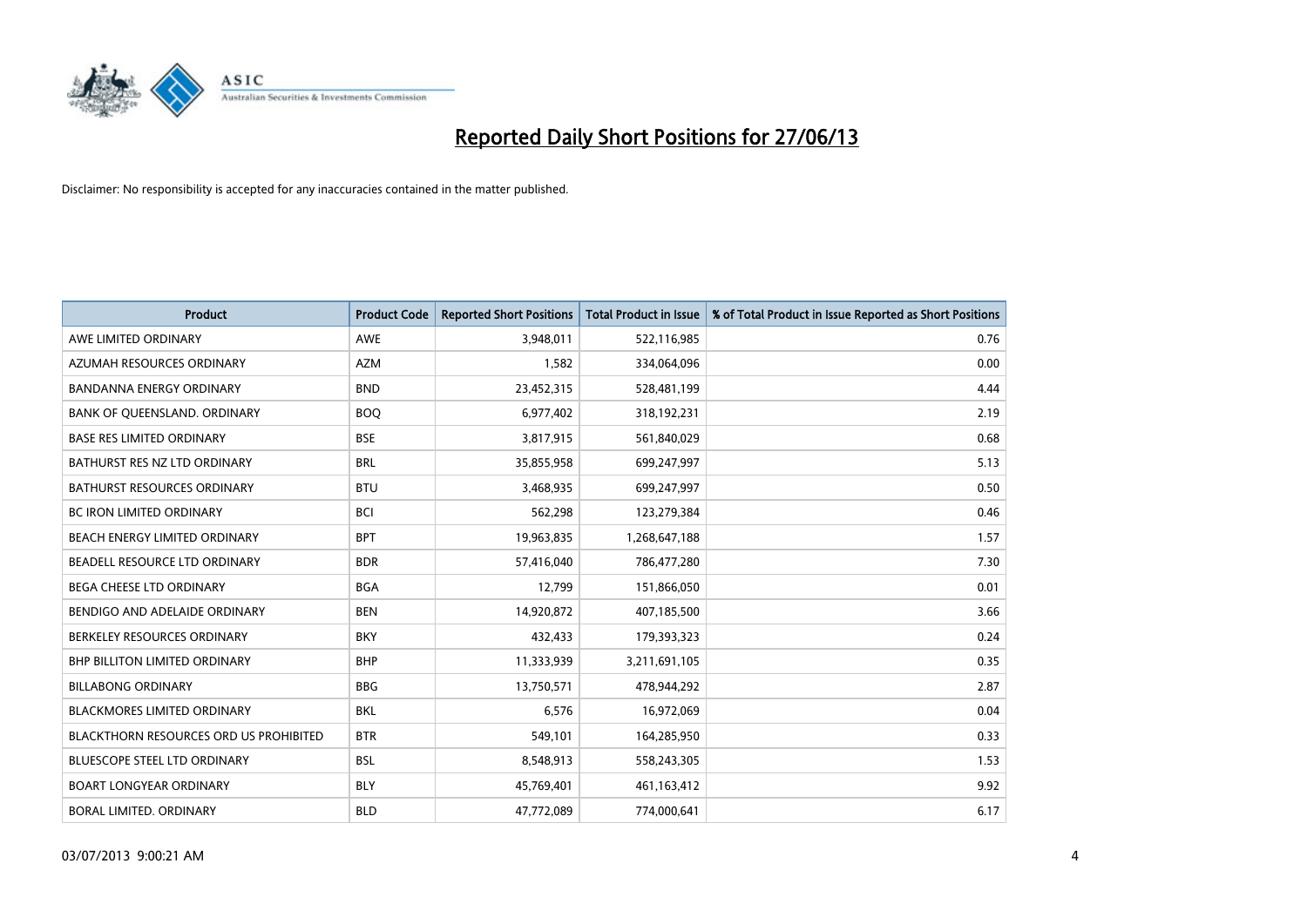# Reported Daily Short Positions for 27/06/13

Disclaimer: No responsibility is accepted for any inaccuracies contained in the matter published.

| Product | Product Code | Reported Short Positions | Total Product in Issue | % of Total Product in Issue Reported as Short Positions |
|---|---|---|---|---|
| AWE LIMITED ORDINARY | AWE | 3,948,011 | 522,116,985 | 0.76 |
| AZUMAH RESOURCES ORDINARY | AZM | 1,582 | 334,064,096 | 0.00 |
| BANDANNA ENERGY ORDINARY | BND | 23,452,315 | 528,481,199 | 4.44 |
| BANK OF QUEENSLAND. ORDINARY | BOQ | 6,977,402 | 318,192,231 | 2.19 |
| BASE RES LIMITED ORDINARY | BSE | 3,817,915 | 561,840,029 | 0.68 |
| BATHURST RES NZ LTD ORDINARY | BRL | 35,855,958 | 699,247,997 | 5.13 |
| BATHURST RESOURCES ORDINARY | BTU | 3,468,935 | 699,247,997 | 0.50 |
| BC IRON LIMITED ORDINARY | BCI | 562,298 | 123,279,384 | 0.46 |
| BEACH ENERGY LIMITED ORDINARY | BPT | 19,963,835 | 1,268,647,188 | 1.57 |
| BEADELL RESOURCE LTD ORDINARY | BDR | 57,416,040 | 786,477,280 | 7.30 |
| BEGA CHEESE LTD ORDINARY | BGA | 12,799 | 151,866,050 | 0.01 |
| BENDIGO AND ADELAIDE ORDINARY | BEN | 14,920,872 | 407,185,500 | 3.66 |
| BERKELEY RESOURCES ORDINARY | BKY | 432,433 | 179,393,323 | 0.24 |
| BHP BILLITON LIMITED ORDINARY | BHP | 11,333,939 | 3,211,691,105 | 0.35 |
| BILLABONG ORDINARY | BBG | 13,750,571 | 478,944,292 | 2.87 |
| BLACKMORES LIMITED ORDINARY | BKL | 6,576 | 16,972,069 | 0.04 |
| BLACKTHORN RESOURCES ORD US PROHIBITED | BTR | 549,101 | 164,285,950 | 0.33 |
| BLUESCOPE STEEL LTD ORDINARY | BSL | 8,548,913 | 558,243,305 | 1.53 |
| BOART LONGYEAR ORDINARY | BLY | 45,769,401 | 461,163,412 | 9.92 |
| BORAL LIMITED. ORDINARY | BLD | 47,772,089 | 774,000,641 | 6.17 |

03/07/2013 9:00:21 AM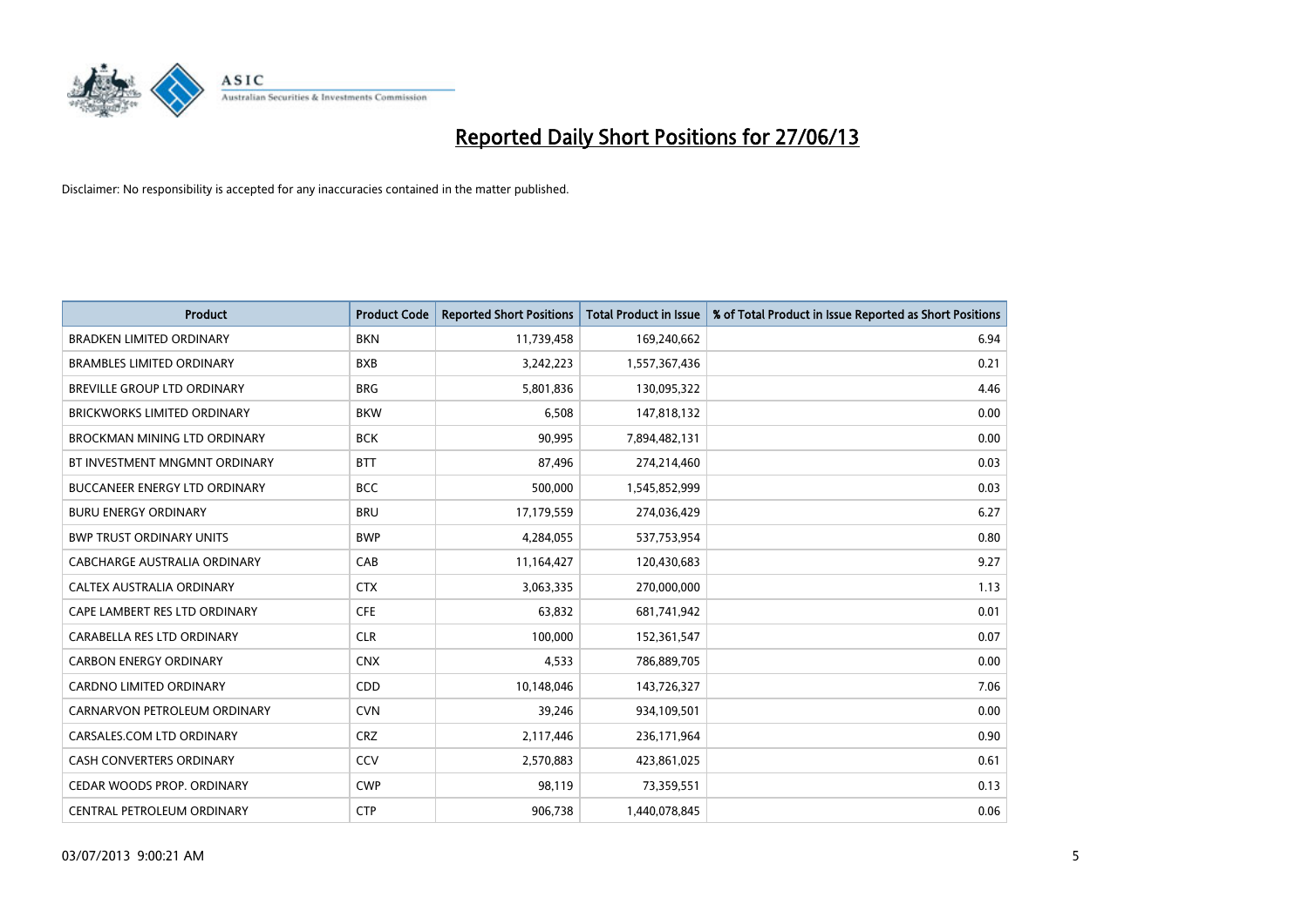# Reported Daily Short Positions for 27/06/13

Disclaimer: No responsibility is accepted for any inaccuracies contained in the matter published.

| Product | Product Code | Reported Short Positions | Total Product in Issue | % of Total Product in Issue Reported as Short Positions |
|---|---|---|---|---|
| BRADKEN LIMITED ORDINARY | BKN | 11,739,458 | 169,240,662 | 6.94 |
| BRAMBLES LIMITED ORDINARY | BXB | 3,242,223 | 1,557,367,436 | 0.21 |
| BREVILLE GROUP LTD ORDINARY | BRG | 5,801,836 | 130,095,322 | 4.46 |
| BRICKWORKS LIMITED ORDINARY | BKW | 6,508 | 147,818,132 | 0.00 |
| BROCKMAN MINING LTD ORDINARY | BCK | 90,995 | 7,894,482,131 | 0.00 |
| BT INVESTMENT MNGMNT ORDINARY | BTT | 87,496 | 274,214,460 | 0.03 |
| BUCCANEER ENERGY LTD ORDINARY | BCC | 500,000 | 1,545,852,999 | 0.03 |
| BURU ENERGY ORDINARY | BRU | 17,179,559 | 274,036,429 | 6.27 |
| BWP TRUST ORDINARY UNITS | BWP | 4,284,055 | 537,753,954 | 0.80 |
| CABCHARGE AUSTRALIA ORDINARY | CAB | 11,164,427 | 120,430,683 | 9.27 |
| CALTEX AUSTRALIA ORDINARY | CTX | 3,063,335 | 270,000,000 | 1.13 |
| CAPE LAMBERT RES LTD ORDINARY | CFE | 63,832 | 681,741,942 | 0.01 |
| CARABELLA RES LTD ORDINARY | CLR | 100,000 | 152,361,547 | 0.07 |
| CARBON ENERGY ORDINARY | CNX | 4,533 | 786,889,705 | 0.00 |
| CARDNO LIMITED ORDINARY | CDD | 10,148,046 | 143,726,327 | 7.06 |
| CARNARVON PETROLEUM ORDINARY | CVN | 39,246 | 934,109,501 | 0.00 |
| CARSALES.COM LTD ORDINARY | CRZ | 2,117,446 | 236,171,964 | 0.90 |
| CASH CONVERTERS ORDINARY | CCV | 2,570,883 | 423,861,025 | 0.61 |
| CEDAR WOODS PROP. ORDINARY | CWP | 98,119 | 73,359,551 | 0.13 |
| CENTRAL PETROLEUM ORDINARY | CTP | 906,738 | 1,440,078,845 | 0.06 |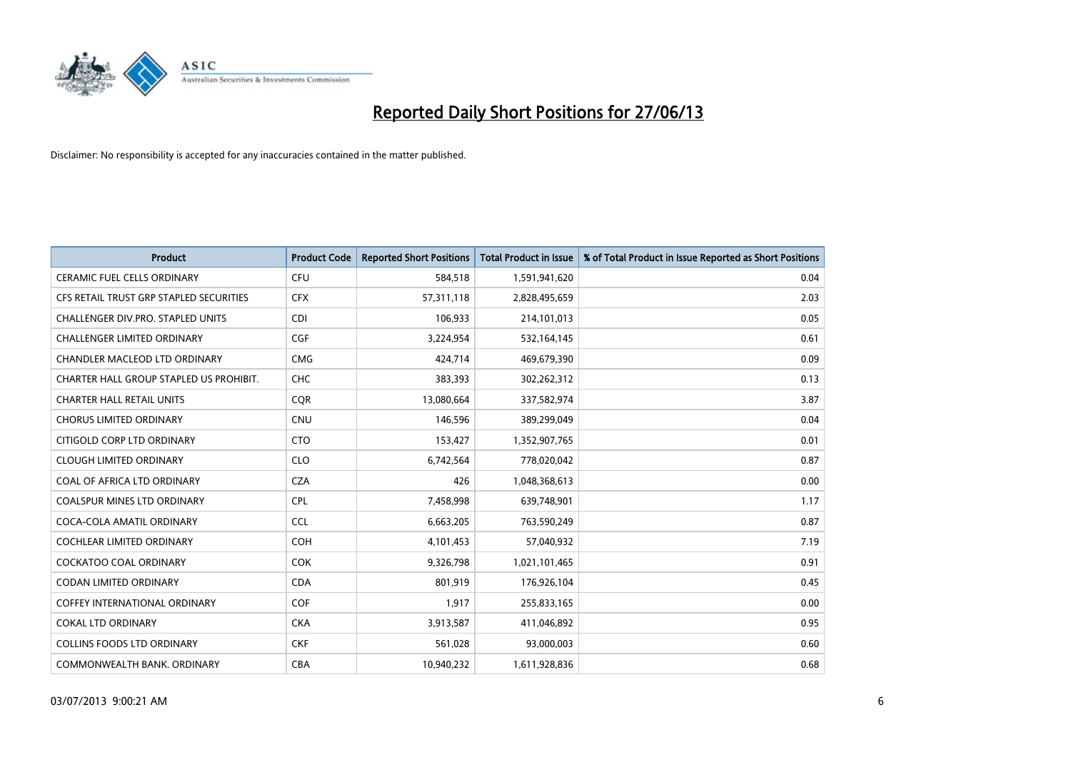# Reported Daily Short Positions for 27/06/13

Disclaimer: No responsibility is accepted for any inaccuracies contained in the matter published.

| Product | Product Code | Reported Short Positions | Total Product in Issue | % of Total Product in Issue Reported as Short Positions |
|---|---|---|---|---|
| CERAMIC FUEL CELLS ORDINARY | CFU | 584,518 | 1,591,941,620 | 0.04 |
| CFS RETAIL TRUST GRP STAPLED SECURITIES | CFX | 57,311,118 | 2,828,495,659 | 2.03 |
| CHALLENGER DIV.PRO. STAPLED UNITS | CDI | 106,933 | 214,101,013 | 0.05 |
| CHALLENGER LIMITED ORDINARY | CGF | 3,224,954 | 532,164,145 | 0.61 |
| CHANDLER MACLEOD LTD ORDINARY | CMG | 424,714 | 469,679,390 | 0.09 |
| CHARTER HALL GROUP STAPLED US PROHIBIT. | CHC | 383,393 | 302,262,312 | 0.13 |
| CHARTER HALL RETAIL UNITS | CQR | 13,080,664 | 337,582,974 | 3.87 |
| CHORUS LIMITED ORDINARY | CNU | 146,596 | 389,299,049 | 0.04 |
| CITIGOLD CORP LTD ORDINARY | CTO | 153,427 | 1,352,907,765 | 0.01 |
| CLOUGH LIMITED ORDINARY | CLO | 6,742,564 | 778,020,042 | 0.87 |
| COAL OF AFRICA LTD ORDINARY | CZA | 426 | 1,048,368,613 | 0.00 |
| COALSPUR MINES LTD ORDINARY | CPL | 7,458,998 | 639,748,901 | 1.17 |
| COCA-COLA AMATIL ORDINARY | CCL | 6,663,205 | 763,590,249 | 0.87 |
| COCHLEAR LIMITED ORDINARY | COH | 4,101,453 | 57,040,932 | 7.19 |
| COCKATOO COAL ORDINARY | COK | 9,326,798 | 1,021,101,465 | 0.91 |
| CODAN LIMITED ORDINARY | CDA | 801,919 | 176,926,104 | 0.45 |
| COFFEY INTERNATIONAL ORDINARY | COF | 1,917 | 255,833,165 | 0.00 |
| COKAL LTD ORDINARY | CKA | 3,913,587 | 411,046,892 | 0.95 |
| COLLINS FOODS LTD ORDINARY | CKF | 561,028 | 93,000,003 | 0.60 |
| COMMONWEALTH BANK. ORDINARY | CBA | 10,940,232 | 1,611,928,836 | 0.68 |

03/07/2013 9:00:21 AM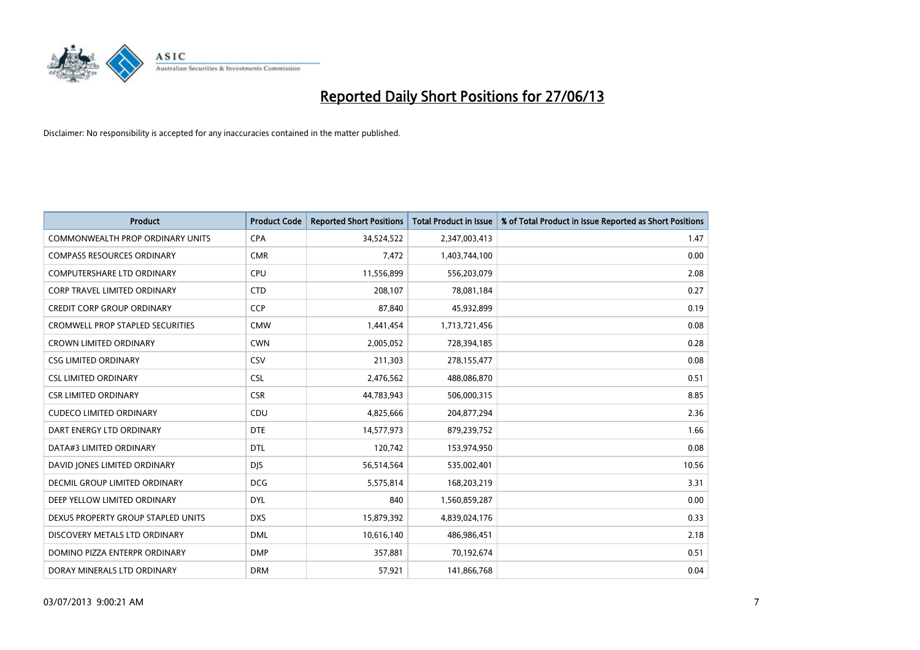# Reported Daily Short Positions for 27/06/13

Disclaimer: No responsibility is accepted for any inaccuracies contained in the matter published.

| Product | Product Code | Reported Short Positions | Total Product in Issue | % of Total Product in Issue Reported as Short Positions |
|---|---|---|---|---|
| COMMONWEALTH PROP ORDINARY UNITS | CPA | 34,524,522 | 2,347,003,413 | 1.47 |
| COMPASS RESOURCES ORDINARY | CMR | 7,472 | 1,403,744,100 | 0.00 |
| COMPUTERSHARE LTD ORDINARY | CPU | 11,556,899 | 556,203,079 | 2.08 |
| CORP TRAVEL LIMITED ORDINARY | CTD | 208,107 | 78,081,184 | 0.27 |
| CREDIT CORP GROUP ORDINARY | CCP | 87,840 | 45,932,899 | 0.19 |
| CROMWELL PROP STAPLED SECURITIES | CMW | 1,441,454 | 1,713,721,456 | 0.08 |
| CROWN LIMITED ORDINARY | CWN | 2,005,052 | 728,394,185 | 0.28 |
| CSG LIMITED ORDINARY | CSV | 211,303 | 278,155,477 | 0.08 |
| CSL LIMITED ORDINARY | CSL | 2,476,562 | 488,086,870 | 0.51 |
| CSR LIMITED ORDINARY | CSR | 44,783,943 | 506,000,315 | 8.85 |
| CUDECO LIMITED ORDINARY | CDU | 4,825,666 | 204,877,294 | 2.36 |
| DART ENERGY LTD ORDINARY | DTE | 14,577,973 | 879,239,752 | 1.66 |
| DATA#3 LIMITED ORDINARY | DTL | 120,742 | 153,974,950 | 0.08 |
| DAVID JONES LIMITED ORDINARY | DJS | 56,514,564 | 535,002,401 | 10.56 |
| DECMIL GROUP LIMITED ORDINARY | DCG | 5,575,814 | 168,203,219 | 3.31 |
| DEEP YELLOW LIMITED ORDINARY | DYL | 840 | 1,560,859,287 | 0.00 |
| DEXUS PROPERTY GROUP STAPLED UNITS | DXS | 15,879,392 | 4,839,024,176 | 0.33 |
| DISCOVERY METALS LTD ORDINARY | DML | 10,616,140 | 486,986,451 | 2.18 |
| DOMINO PIZZA ENTERPR ORDINARY | DMP | 357,881 | 70,192,674 | 0.51 |
| DORAY MINERALS LTD ORDINARY | DRM | 57,921 | 141,866,768 | 0.04 |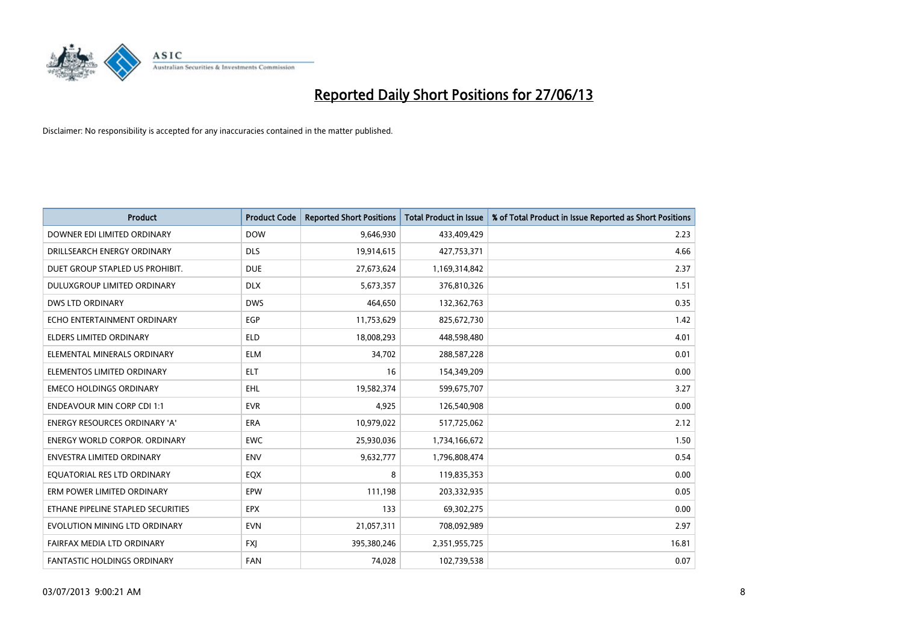# Reported Daily Short Positions for 27/06/13

Disclaimer: No responsibility is accepted for any inaccuracies contained in the matter published.

| Product | Product Code | Reported Short Positions | Total Product in Issue | % of Total Product in Issue Reported as Short Positions |
|---|---|---|---|---|
| DOWNER EDI LIMITED ORDINARY | DOW | 9,646,930 | 433,409,429 | 2.23 |
| DRILLSEARCH ENERGY ORDINARY | DLS | 19,914,615 | 427,753,371 | 4.66 |
| DUET GROUP STAPLED US PROHIBIT. | DUE | 27,673,624 | 1,169,314,842 | 2.37 |
| DULUXGROUP LIMITED ORDINARY | DLX | 5,673,357 | 376,810,326 | 1.51 |
| DWS LTD ORDINARY | DWS | 464,650 | 132,362,763 | 0.35 |
| ECHO ENTERTAINMENT ORDINARY | EGP | 11,753,629 | 825,672,730 | 1.42 |
| ELDERS LIMITED ORDINARY | ELD | 18,008,293 | 448,598,480 | 4.01 |
| ELEMENTAL MINERALS ORDINARY | ELM | 34,702 | 288,587,228 | 0.01 |
| ELEMENTOS LIMITED ORDINARY | ELT | 16 | 154,349,209 | 0.00 |
| EMECO HOLDINGS ORDINARY | EHL | 19,582,374 | 599,675,707 | 3.27 |
| ENDEAVOUR MIN CORP CDI 1:1 | EVR | 4,925 | 126,540,908 | 0.00 |
| ENERGY RESOURCES ORDINARY 'A' | ERA | 10,979,022 | 517,725,062 | 2.12 |
| ENERGY WORLD CORPOR. ORDINARY | EWC | 25,930,036 | 1,734,166,672 | 1.50 |
| ENVESTRA LIMITED ORDINARY | ENV | 9,632,777 | 1,796,808,474 | 0.54 |
| EQUATORIAL RES LTD ORDINARY | EQX | 8 | 119,835,353 | 0.00 |
| ERM POWER LIMITED ORDINARY | EPW | 111,198 | 203,332,935 | 0.05 |
| ETHANE PIPELINE STAPLED SECURITIES | EPX | 133 | 69,302,275 | 0.00 |
| EVOLUTION MINING LTD ORDINARY | EVN | 21,057,311 | 708,092,989 | 2.97 |
| FAIRFAX MEDIA LTD ORDINARY | FXJ | 395,380,246 | 2,351,955,725 | 16.81 |
| FANTASTIC HOLDINGS ORDINARY | FAN | 74,028 | 102,739,538 | 0.07 |

03/07/2013 9:00:21 AM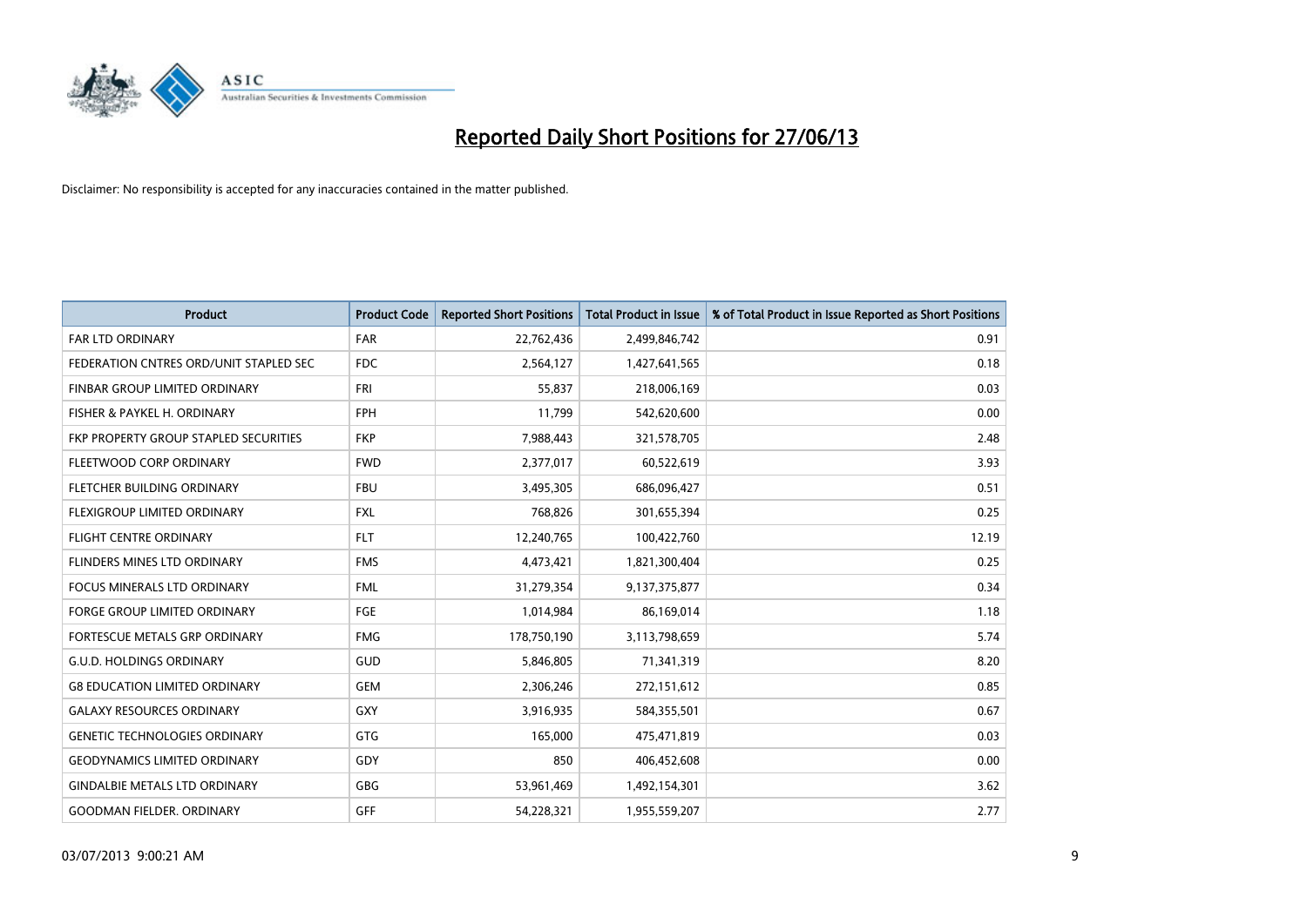# Reported Daily Short Positions for 27/06/13

Disclaimer: No responsibility is accepted for any inaccuracies contained in the matter published.

| Product | Product Code | Reported Short Positions | Total Product in Issue | % of Total Product in Issue Reported as Short Positions |
|---|---|---|---|---|
| FAR LTD ORDINARY | FAR | 22,762,436 | 2,499,846,742 | 0.91 |
| FEDERATION CNTRES ORD/UNIT STAPLED SEC | FDC | 2,564,127 | 1,427,641,565 | 0.18 |
| FINBAR GROUP LIMITED ORDINARY | FRI | 55,837 | 218,006,169 | 0.03 |
| FISHER & PAYKEL H. ORDINARY | FPH | 11,799 | 542,620,600 | 0.00 |
| FKP PROPERTY GROUP STAPLED SECURITIES | FKP | 7,988,443 | 321,578,705 | 2.48 |
| FLEETWOOD CORP ORDINARY | FWD | 2,377,017 | 60,522,619 | 3.93 |
| FLETCHER BUILDING ORDINARY | FBU | 3,495,305 | 686,096,427 | 0.51 |
| FLEXIGROUP LIMITED ORDINARY | FXL | 768,826 | 301,655,394 | 0.25 |
| FLIGHT CENTRE ORDINARY | FLT | 12,240,765 | 100,422,760 | 12.19 |
| FLINDERS MINES LTD ORDINARY | FMS | 4,473,421 | 1,821,300,404 | 0.25 |
| FOCUS MINERALS LTD ORDINARY | FML | 31,279,354 | 9,137,375,877 | 0.34 |
| FORGE GROUP LIMITED ORDINARY | FGE | 1,014,984 | 86,169,014 | 1.18 |
| FORTESCUE METALS GRP ORDINARY | FMG | 178,750,190 | 3,113,798,659 | 5.74 |
| G.U.D. HOLDINGS ORDINARY | GUD | 5,846,805 | 71,341,319 | 8.20 |
| G8 EDUCATION LIMITED ORDINARY | GEM | 2,306,246 | 272,151,612 | 0.85 |
| GALAXY RESOURCES ORDINARY | GXY | 3,916,935 | 584,355,501 | 0.67 |
| GENETIC TECHNOLOGIES ORDINARY | GTG | 165,000 | 475,471,819 | 0.03 |
| GEODYNAMICS LIMITED ORDINARY | GDY | 850 | 406,452,608 | 0.00 |
| GINDALBIE METALS LTD ORDINARY | GBG | 53,961,469 | 1,492,154,301 | 3.62 |
| GOODMAN FIELDER. ORDINARY | GFF | 54,228,321 | 1,955,559,207 | 2.77 |

03/07/2013 9:00:21 AM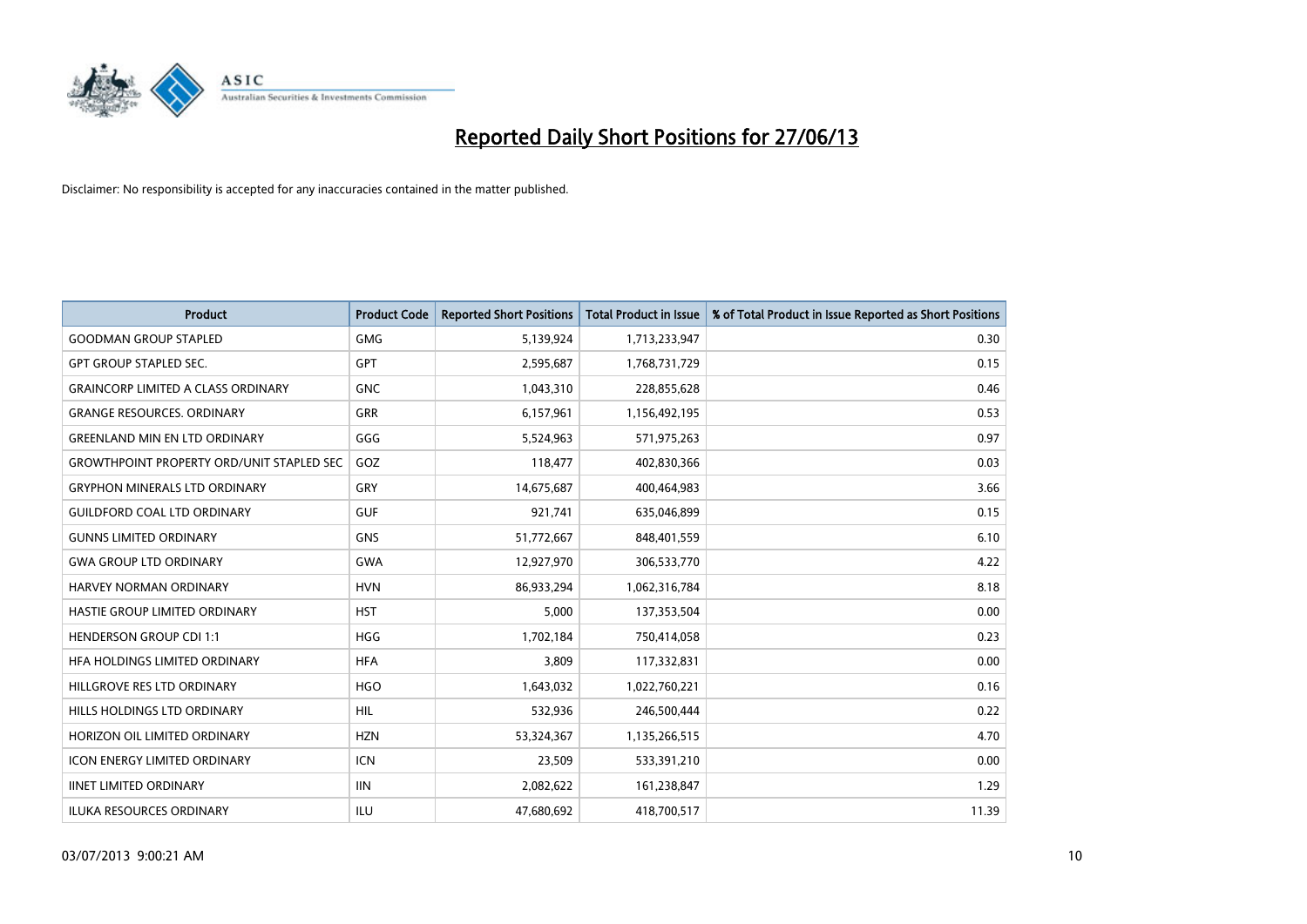# Reported Daily Short Positions for 27/06/13

Disclaimer: No responsibility is accepted for any inaccuracies contained in the matter published.

| Product | Product Code | Reported Short Positions | Total Product in Issue | % of Total Product in Issue Reported as Short Positions |
|---|---|---|---|---|
| GOODMAN GROUP STAPLED | GMG | 5,139,924 | 1,713,233,947 | 0.30 |
| GPT GROUP STAPLED SEC. | GPT | 2,595,687 | 1,768,731,729 | 0.15 |
| GRAINCORP LIMITED A CLASS ORDINARY | GNC | 1,043,310 | 228,855,628 | 0.46 |
| GRANGE RESOURCES. ORDINARY | GRR | 6,157,961 | 1,156,492,195 | 0.53 |
| GREENLAND MIN EN LTD ORDINARY | GGG | 5,524,963 | 571,975,263 | 0.97 |
| GROWTHPOINT PROPERTY ORD/UNIT STAPLED SEC | GOZ | 118,477 | 402,830,366 | 0.03 |
| GRYPHON MINERALS LTD ORDINARY | GRY | 14,675,687 | 400,464,983 | 3.66 |
| GUILDFORD COAL LTD ORDINARY | GUF | 921,741 | 635,046,899 | 0.15 |
| GUNNS LIMITED ORDINARY | GNS | 51,772,667 | 848,401,559 | 6.10 |
| GWA GROUP LTD ORDINARY | GWA | 12,927,970 | 306,533,770 | 4.22 |
| HARVEY NORMAN ORDINARY | HVN | 86,933,294 | 1,062,316,784 | 8.18 |
| HASTIE GROUP LIMITED ORDINARY | HST | 5,000 | 137,353,504 | 0.00 |
| HENDERSON GROUP CDI 1:1 | HGG | 1,702,184 | 750,414,058 | 0.23 |
| HFA HOLDINGS LIMITED ORDINARY | HFA | 3,809 | 117,332,831 | 0.00 |
| HILLGROVE RES LTD ORDINARY | HGO | 1,643,032 | 1,022,760,221 | 0.16 |
| HILLS HOLDINGS LTD ORDINARY | HIL | 532,936 | 246,500,444 | 0.22 |
| HORIZON OIL LIMITED ORDINARY | HZN | 53,324,367 | 1,135,266,515 | 4.70 |
| ICON ENERGY LIMITED ORDINARY | ICN | 23,509 | 533,391,210 | 0.00 |
| IINET LIMITED ORDINARY | IIN | 2,082,622 | 161,238,847 | 1.29 |
| ILUKA RESOURCES ORDINARY | ILU | 47,680,692 | 418,700,517 | 11.39 |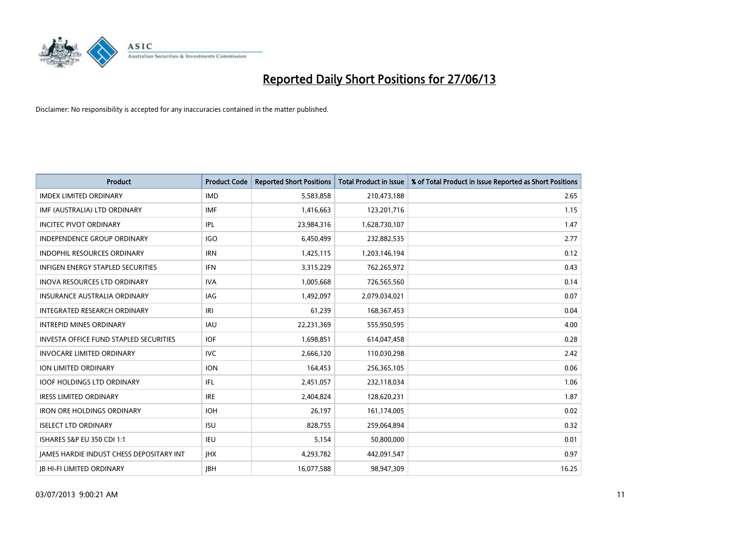# Reported Daily Short Positions for 27/06/13

Disclaimer: No responsibility is accepted for any inaccuracies contained in the matter published.

| Product | Product Code | Reported Short Positions | Total Product in Issue | % of Total Product in Issue Reported as Short Positions |
|---|---|---|---|---|
| IMDEX LIMITED ORDINARY | IMD | 5,583,858 | 210,473,188 | 2.65 |
| IMF (AUSTRALIA) LTD ORDINARY | IMF | 1,416,663 | 123,201,716 | 1.15 |
| INCITEC PIVOT ORDINARY | IPL | 23,984,316 | 1,628,730,107 | 1.47 |
| INDEPENDENCE GROUP ORDINARY | IGO | 6,450,499 | 232,882,535 | 2.77 |
| INDOPHIL RESOURCES ORDINARY | IRN | 1,425,115 | 1,203,146,194 | 0.12 |
| INFIGEN ENERGY STAPLED SECURITIES | IFN | 3,315,229 | 762,265,972 | 0.43 |
| INOVA RESOURCES LTD ORDINARY | IVA | 1,005,668 | 726,565,560 | 0.14 |
| INSURANCE AUSTRALIA ORDINARY | IAG | 1,492,097 | 2,079,034,021 | 0.07 |
| INTEGRATED RESEARCH ORDINARY | IRI | 61,239 | 168,367,453 | 0.04 |
| INTREPID MINES ORDINARY | IAU | 22,231,369 | 555,950,595 | 4.00 |
| INVESTA OFFICE FUND STAPLED SECURITIES | IOF | 1,698,851 | 614,047,458 | 0.28 |
| INVOCARE LIMITED ORDINARY | IVC | 2,666,120 | 110,030,298 | 2.42 |
| ION LIMITED ORDINARY | ION | 164,453 | 256,365,105 | 0.06 |
| IOOF HOLDINGS LTD ORDINARY | IFL | 2,451,057 | 232,118,034 | 1.06 |
| IRESS LIMITED ORDINARY | IRE | 2,404,824 | 128,620,231 | 1.87 |
| IRON ORE HOLDINGS ORDINARY | IOH | 26,197 | 161,174,005 | 0.02 |
| ISELECT LTD ORDINARY | ISU | 828,755 | 259,064,894 | 0.32 |
| ISHARES S&P EU 350 CDI 1:1 | IEU | 5,154 | 50,800,000 | 0.01 |
| JAMES HARDIE INDUST CHESS DEPOSITARY INT | JHX | 4,293,782 | 442,091,547 | 0.97 |
| JB HI-FI LIMITED ORDINARY | JBH | 16,077,588 | 98,947,309 | 16.25 |

03/07/2013 9:00:21 AM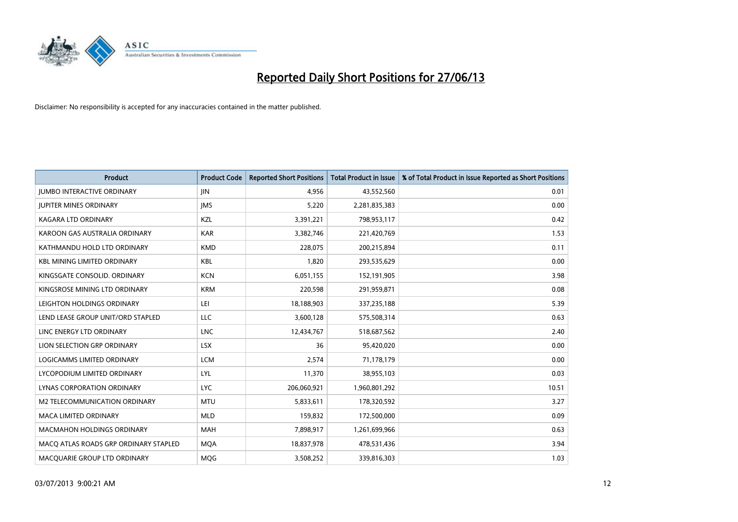# Reported Daily Short Positions for 27/06/13

Disclaimer: No responsibility is accepted for any inaccuracies contained in the matter published.

| Product | Product Code | Reported Short Positions | Total Product in Issue | % of Total Product in Issue Reported as Short Positions |
|---|---|---|---|---|
| JUMBO INTERACTIVE ORDINARY | JIN | 4,956 | 43,552,560 | 0.01 |
| JUPITER MINES ORDINARY | JMS | 5,220 | 2,281,835,383 | 0.00 |
| KAGARA LTD ORDINARY | KZL | 3,391,221 | 798,953,117 | 0.42 |
| KAROON GAS AUSTRALIA ORDINARY | KAR | 3,382,746 | 221,420,769 | 1.53 |
| KATHMANDU HOLD LTD ORDINARY | KMD | 228,075 | 200,215,894 | 0.11 |
| KBL MINING LIMITED ORDINARY | KBL | 1,820 | 293,535,629 | 0.00 |
| KINGSGATE CONSOLID. ORDINARY | KCN | 6,051,155 | 152,191,905 | 3.98 |
| KINGSROSE MINING LTD ORDINARY | KRM | 220,598 | 291,959,871 | 0.08 |
| LEIGHTON HOLDINGS ORDINARY | LEI | 18,188,903 | 337,235,188 | 5.39 |
| LEND LEASE GROUP UNIT/ORD STAPLED | LLC | 3,600,128 | 575,508,314 | 0.63 |
| LINC ENERGY LTD ORDINARY | LNC | 12,434,767 | 518,687,562 | 2.40 |
| LION SELECTION GRP ORDINARY | LSX | 36 | 95,420,020 | 0.00 |
| LOGICAMMS LIMITED ORDINARY | LCM | 2,574 | 71,178,179 | 0.00 |
| LYCOPODIUM LIMITED ORDINARY | LYL | 11,370 | 38,955,103 | 0.03 |
| LYNAS CORPORATION ORDINARY | LYC | 206,060,921 | 1,960,801,292 | 10.51 |
| M2 TELECOMMUNICATION ORDINARY | MTU | 5,833,611 | 178,320,592 | 3.27 |
| MACA LIMITED ORDINARY | MLD | 159,832 | 172,500,000 | 0.09 |
| MACMAHON HOLDINGS ORDINARY | MAH | 7,898,917 | 1,261,699,966 | 0.63 |
| MACQ ATLAS ROADS GRP ORDINARY STAPLED | MQA | 18,837,978 | 478,531,436 | 3.94 |
| MACQUARIE GROUP LTD ORDINARY | MQG | 3,508,252 | 339,816,303 | 1.03 |

03/07/2013 9:00:21 AM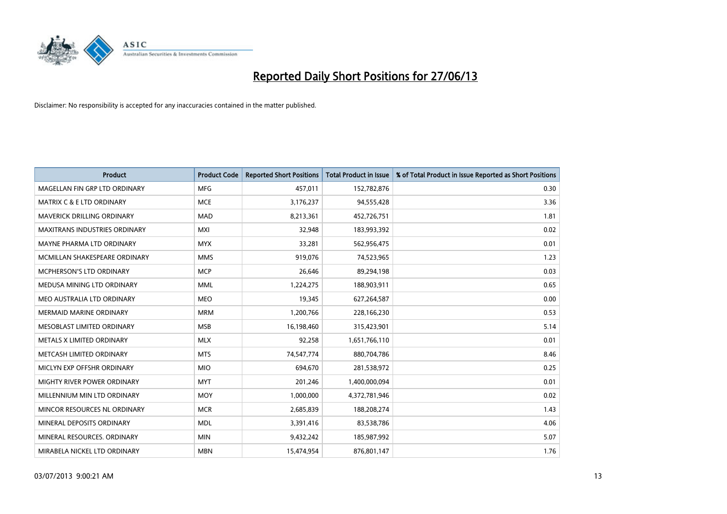# Reported Daily Short Positions for 27/06/13

Disclaimer: No responsibility is accepted for any inaccuracies contained in the matter published.

| Product | Product Code | Reported Short Positions | Total Product in Issue | % of Total Product in Issue Reported as Short Positions |
|---|---|---|---|---|
| MAGELLAN FIN GRP LTD ORDINARY | MFG | 457,011 | 152,782,876 | 0.30 |
| MATRIX C & E LTD ORDINARY | MCE | 3,176,237 | 94,555,428 | 3.36 |
| MAVERICK DRILLING ORDINARY | MAD | 8,213,361 | 452,726,751 | 1.81 |
| MAXITRANS INDUSTRIES ORDINARY | MXI | 32,948 | 183,993,392 | 0.02 |
| MAYNE PHARMA LTD ORDINARY | MYX | 33,281 | 562,956,475 | 0.01 |
| MCMILLAN SHAKESPEARE ORDINARY | MMS | 919,076 | 74,523,965 | 1.23 |
| MCPHERSON'S LTD ORDINARY | MCP | 26,646 | 89,294,198 | 0.03 |
| MEDUSA MINING LTD ORDINARY | MML | 1,224,275 | 188,903,911 | 0.65 |
| MEO AUSTRALIA LTD ORDINARY | MEO | 19,345 | 627,264,587 | 0.00 |
| MERMAID MARINE ORDINARY | MRM | 1,200,766 | 228,166,230 | 0.53 |
| MESOBLAST LIMITED ORDINARY | MSB | 16,198,460 | 315,423,901 | 5.14 |
| METALS X LIMITED ORDINARY | MLX | 92,258 | 1,651,766,110 | 0.01 |
| METCASH LIMITED ORDINARY | MTS | 74,547,774 | 880,704,786 | 8.46 |
| MICLYN EXP OFFSHR ORDINARY | MIO | 694,670 | 281,538,972 | 0.25 |
| MIGHTY RIVER POWER ORDINARY | MYT | 201,246 | 1,400,000,094 | 0.01 |
| MILLENNIUM MIN LTD ORDINARY | MOY | 1,000,000 | 4,372,781,946 | 0.02 |
| MINCOR RESOURCES NL ORDINARY | MCR | 2,685,839 | 188,208,274 | 1.43 |
| MINERAL DEPOSITS ORDINARY | MDL | 3,391,416 | 83,538,786 | 4.06 |
| MINERAL RESOURCES. ORDINARY | MIN | 9,432,242 | 185,987,992 | 5.07 |
| MIRABELA NICKEL LTD ORDINARY | MBN | 15,474,954 | 876,801,147 | 1.76 |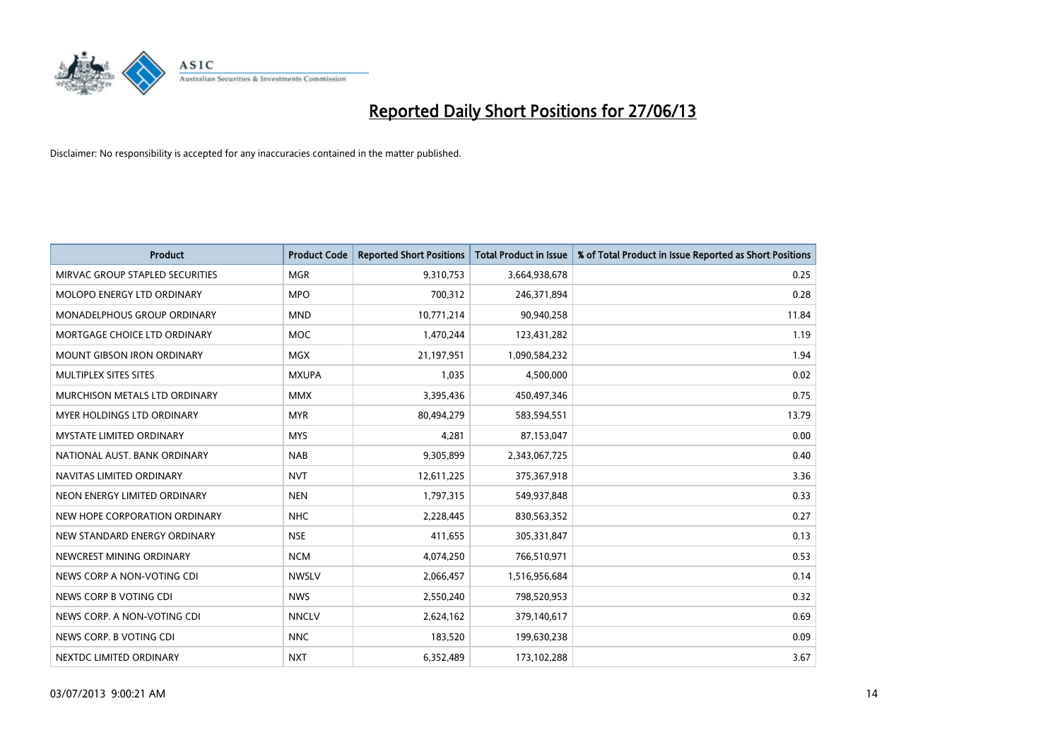# Reported Daily Short Positions for 27/06/13

Disclaimer: No responsibility is accepted for any inaccuracies contained in the matter published.

| Product | Product Code | Reported Short Positions | Total Product in Issue | % of Total Product in Issue Reported as Short Positions |
|---|---|---|---|---|
| MIRVAC GROUP STAPLED SECURITIES | MGR | 9,310,753 | 3,664,938,678 | 0.25 |
| MOLOPO ENERGY LTD ORDINARY | MPO | 700,312 | 246,371,894 | 0.28 |
| MONADELPHOUS GROUP ORDINARY | MND | 10,771,214 | 90,940,258 | 11.84 |
| MORTGAGE CHOICE LTD ORDINARY | MOC | 1,470,244 | 123,431,282 | 1.19 |
| MOUNT GIBSON IRON ORDINARY | MGX | 21,197,951 | 1,090,584,232 | 1.94 |
| MULTIPLEX SITES SITES | MXUPA | 1,035 | 4,500,000 | 0.02 |
| MURCHISON METALS LTD ORDINARY | MMX | 3,395,436 | 450,497,346 | 0.75 |
| MYER HOLDINGS LTD ORDINARY | MYR | 80,494,279 | 583,594,551 | 13.79 |
| MYSTATE LIMITED ORDINARY | MYS | 4,281 | 87,153,047 | 0.00 |
| NATIONAL AUST. BANK ORDINARY | NAB | 9,305,899 | 2,343,067,725 | 0.40 |
| NAVITAS LIMITED ORDINARY | NVT | 12,611,225 | 375,367,918 | 3.36 |
| NEON ENERGY LIMITED ORDINARY | NEN | 1,797,315 | 549,937,848 | 0.33 |
| NEW HOPE CORPORATION ORDINARY | NHC | 2,228,445 | 830,563,352 | 0.27 |
| NEW STANDARD ENERGY ORDINARY | NSE | 411,655 | 305,331,847 | 0.13 |
| NEWCREST MINING ORDINARY | NCM | 4,074,250 | 766,510,971 | 0.53 |
| NEWS CORP A NON-VOTING CDI | NWSLV | 2,066,457 | 1,516,956,684 | 0.14 |
| NEWS CORP B VOTING CDI | NWS | 2,550,240 | 798,520,953 | 0.32 |
| NEWS CORP. A NON-VOTING CDI | NNCLV | 2,624,162 | 379,140,617 | 0.69 |
| NEWS CORP. B VOTING CDI | NNC | 183,520 | 199,630,238 | 0.09 |
| NEXTDC LIMITED ORDINARY | NXT | 6,352,489 | 173,102,288 | 3.67 |

03/07/2013 9:00:21 AM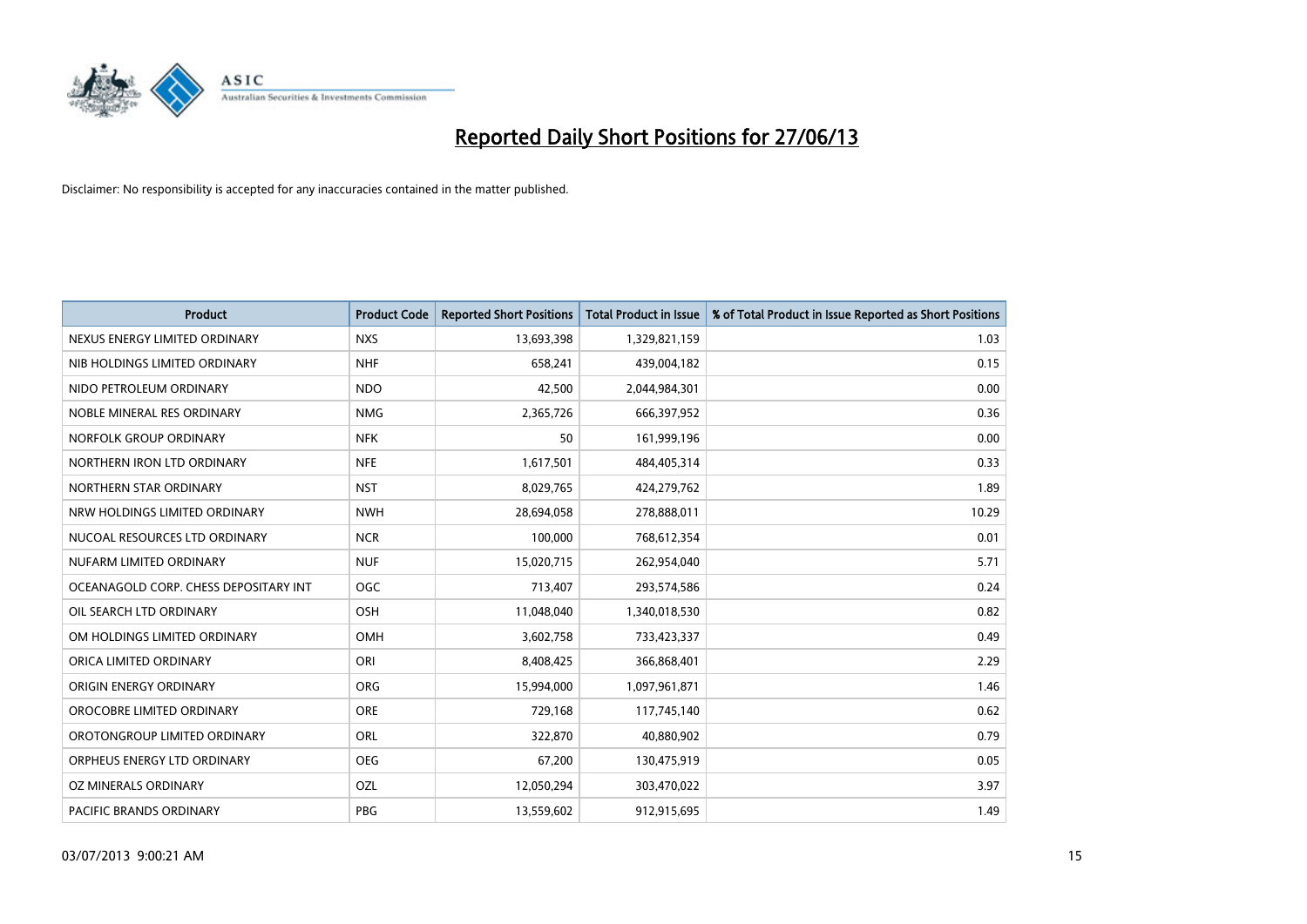# Reported Daily Short Positions for 27/06/13

Disclaimer: No responsibility is accepted for any inaccuracies contained in the matter published.

| Product | Product Code | Reported Short Positions | Total Product in Issue | % of Total Product in Issue Reported as Short Positions |
|---|---|---|---|---|
| NEXUS ENERGY LIMITED ORDINARY | NXS | 13,693,398 | 1,329,821,159 | 1.03 |
| NIB HOLDINGS LIMITED ORDINARY | NHF | 658,241 | 439,004,182 | 0.15 |
| NIDO PETROLEUM ORDINARY | NDO | 42,500 | 2,044,984,301 | 0.00 |
| NOBLE MINERAL RES ORDINARY | NMG | 2,365,726 | 666,397,952 | 0.36 |
| NORFOLK GROUP ORDINARY | NFK | 50 | 161,999,196 | 0.00 |
| NORTHERN IRON LTD ORDINARY | NFE | 1,617,501 | 484,405,314 | 0.33 |
| NORTHERN STAR ORDINARY | NST | 8,029,765 | 424,279,762 | 1.89 |
| NRW HOLDINGS LIMITED ORDINARY | NWH | 28,694,058 | 278,888,011 | 10.29 |
| NUCOAL RESOURCES LTD ORDINARY | NCR | 100,000 | 768,612,354 | 0.01 |
| NUFARM LIMITED ORDINARY | NUF | 15,020,715 | 262,954,040 | 5.71 |
| OCEANAGOLD CORP. CHESS DEPOSITARY INT | OGC | 713,407 | 293,574,586 | 0.24 |
| OIL SEARCH LTD ORDINARY | OSH | 11,048,040 | 1,340,018,530 | 0.82 |
| OM HOLDINGS LIMITED ORDINARY | OMH | 3,602,758 | 733,423,337 | 0.49 |
| ORICA LIMITED ORDINARY | ORI | 8,408,425 | 366,868,401 | 2.29 |
| ORIGIN ENERGY ORDINARY | ORG | 15,994,000 | 1,097,961,871 | 1.46 |
| OROCOBRE LIMITED ORDINARY | ORE | 729,168 | 117,745,140 | 0.62 |
| OROTONGROUP LIMITED ORDINARY | ORL | 322,870 | 40,880,902 | 0.79 |
| ORPHEUS ENERGY LTD ORDINARY | OEG | 67,200 | 130,475,919 | 0.05 |
| OZ MINERALS ORDINARY | OZL | 12,050,294 | 303,470,022 | 3.97 |
| PACIFIC BRANDS ORDINARY | PBG | 13,559,602 | 912,915,695 | 1.49 |

03/07/2013 9:00:21 AM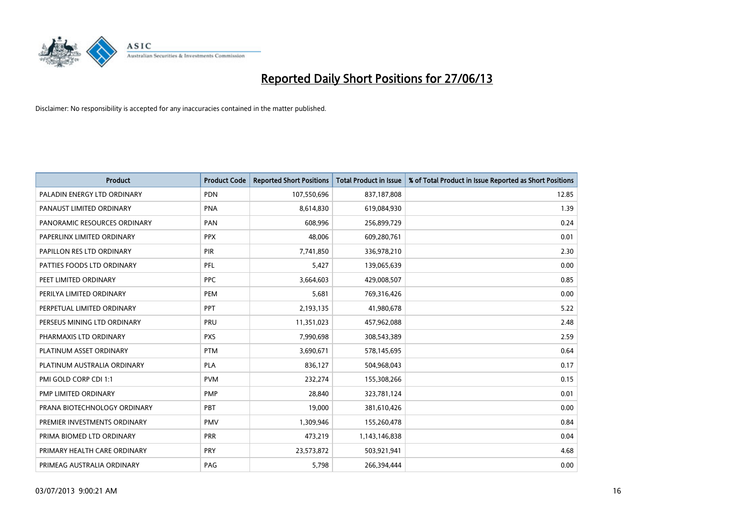# Reported Daily Short Positions for 27/06/13

Disclaimer: No responsibility is accepted for any inaccuracies contained in the matter published.

| Product | Product Code | Reported Short Positions | Total Product in Issue | % of Total Product in Issue Reported as Short Positions |
|---|---|---|---|---|
| PALADIN ENERGY LTD ORDINARY | PDN | 107,550,696 | 837,187,808 | 12.85 |
| PANAUST LIMITED ORDINARY | PNA | 8,614,830 | 619,084,930 | 1.39 |
| PANORAMIC RESOURCES ORDINARY | PAN | 608,996 | 256,899,729 | 0.24 |
| PAPERLINX LIMITED ORDINARY | PPX | 48,006 | 609,280,761 | 0.01 |
| PAPILLON RES LTD ORDINARY | PIR | 7,741,850 | 336,978,210 | 2.30 |
| PATTIES FOODS LTD ORDINARY | PFL | 5,427 | 139,065,639 | 0.00 |
| PEET LIMITED ORDINARY | PPC | 3,664,603 | 429,008,507 | 0.85 |
| PERILYA LIMITED ORDINARY | PEM | 5,681 | 769,316,426 | 0.00 |
| PERPETUAL LIMITED ORDINARY | PPT | 2,193,135 | 41,980,678 | 5.22 |
| PERSEUS MINING LTD ORDINARY | PRU | 11,351,023 | 457,962,088 | 2.48 |
| PHARMAXIS LTD ORDINARY | PXS | 7,990,698 | 308,543,389 | 2.59 |
| PLATINUM ASSET ORDINARY | PTM | 3,690,671 | 578,145,695 | 0.64 |
| PLATINUM AUSTRALIA ORDINARY | PLA | 836,127 | 504,968,043 | 0.17 |
| PMI GOLD CORP CDI 1:1 | PVM | 232,274 | 155,308,266 | 0.15 |
| PMP LIMITED ORDINARY | PMP | 28,840 | 323,781,124 | 0.01 |
| PRANA BIOTECHNOLOGY ORDINARY | PBT | 19,000 | 381,610,426 | 0.00 |
| PREMIER INVESTMENTS ORDINARY | PMV | 1,309,946 | 155,260,478 | 0.84 |
| PRIMA BIOMED LTD ORDINARY | PRR | 473,219 | 1,143,146,838 | 0.04 |
| PRIMARY HEALTH CARE ORDINARY | PRY | 23,573,872 | 503,921,941 | 4.68 |
| PRIMEAG AUSTRALIA ORDINARY | PAG | 5,798 | 266,394,444 | 0.00 |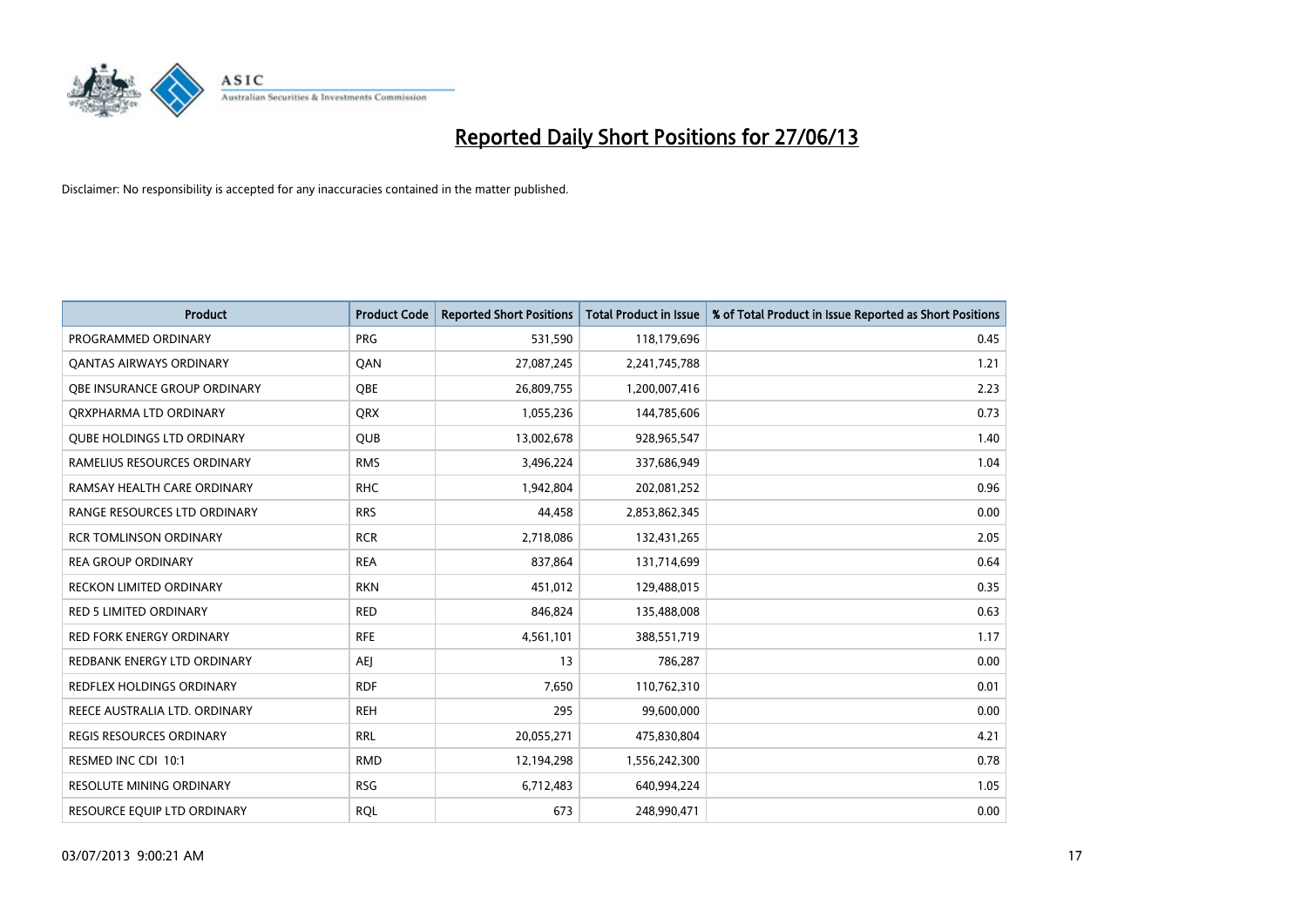# Reported Daily Short Positions for 27/06/13

Disclaimer: No responsibility is accepted for any inaccuracies contained in the matter published.

| Product | Product Code | Reported Short Positions | Total Product in Issue | % of Total Product in Issue Reported as Short Positions |
|---|---|---|---|---|
| PROGRAMMED ORDINARY | PRG | 531,590 | 118,179,696 | 0.45 |
| QANTAS AIRWAYS ORDINARY | QAN | 27,087,245 | 2,241,745,788 | 1.21 |
| QBE INSURANCE GROUP ORDINARY | QBE | 26,809,755 | 1,200,007,416 | 2.23 |
| QRXPHARMA LTD ORDINARY | QRX | 1,055,236 | 144,785,606 | 0.73 |
| QUBE HOLDINGS LTD ORDINARY | QUB | 13,002,678 | 928,965,547 | 1.40 |
| RAMELIUS RESOURCES ORDINARY | RMS | 3,496,224 | 337,686,949 | 1.04 |
| RAMSAY HEALTH CARE ORDINARY | RHC | 1,942,804 | 202,081,252 | 0.96 |
| RANGE RESOURCES LTD ORDINARY | RRS | 44,458 | 2,853,862,345 | 0.00 |
| RCR TOMLINSON ORDINARY | RCR | 2,718,086 | 132,431,265 | 2.05 |
| REA GROUP ORDINARY | REA | 837,864 | 131,714,699 | 0.64 |
| RECKON LIMITED ORDINARY | RKN | 451,012 | 129,488,015 | 0.35 |
| RED 5 LIMITED ORDINARY | RED | 846,824 | 135,488,008 | 0.63 |
| RED FORK ENERGY ORDINARY | RFE | 4,561,101 | 388,551,719 | 1.17 |
| REDBANK ENERGY LTD ORDINARY | AEJ | 13 | 786,287 | 0.00 |
| REDFLEX HOLDINGS ORDINARY | RDF | 7,650 | 110,762,310 | 0.01 |
| REECE AUSTRALIA LTD. ORDINARY | REH | 295 | 99,600,000 | 0.00 |
| REGIS RESOURCES ORDINARY | RRL | 20,055,271 | 475,830,804 | 4.21 |
| RESMED INC CDI 10:1 | RMD | 12,194,298 | 1,556,242,300 | 0.78 |
| RESOLUTE MINING ORDINARY | RSG | 6,712,483 | 640,994,224 | 1.05 |
| RESOURCE EQUIP LTD ORDINARY | RQL | 673 | 248,990,471 | 0.00 |

03/07/2013 9:00:21 AM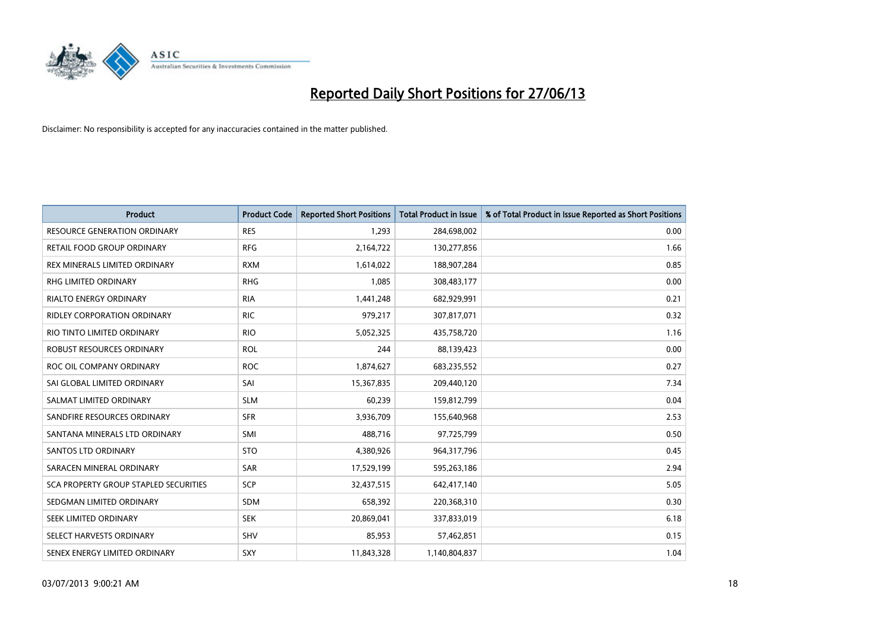# Reported Daily Short Positions for 27/06/13

Disclaimer: No responsibility is accepted for any inaccuracies contained in the matter published.

| Product | Product Code | Reported Short Positions | Total Product in Issue | % of Total Product in Issue Reported as Short Positions |
|---|---|---|---|---|
| RESOURCE GENERATION ORDINARY | RES | 1,293 | 284,698,002 | 0.00 |
| RETAIL FOOD GROUP ORDINARY | RFG | 2,164,722 | 130,277,856 | 1.66 |
| REX MINERALS LIMITED ORDINARY | RXM | 1,614,022 | 188,907,284 | 0.85 |
| RHG LIMITED ORDINARY | RHG | 1,085 | 308,483,177 | 0.00 |
| RIALTO ENERGY ORDINARY | RIA | 1,441,248 | 682,929,991 | 0.21 |
| RIDLEY CORPORATION ORDINARY | RIC | 979,217 | 307,817,071 | 0.32 |
| RIO TINTO LIMITED ORDINARY | RIO | 5,052,325 | 435,758,720 | 1.16 |
| ROBUST RESOURCES ORDINARY | ROL | 244 | 88,139,423 | 0.00 |
| ROC OIL COMPANY ORDINARY | ROC | 1,874,627 | 683,235,552 | 0.27 |
| SAI GLOBAL LIMITED ORDINARY | SAI | 15,367,835 | 209,440,120 | 7.34 |
| SALMAT LIMITED ORDINARY | SLM | 60,239 | 159,812,799 | 0.04 |
| SANDFIRE RESOURCES ORDINARY | SFR | 3,936,709 | 155,640,968 | 2.53 |
| SANTANA MINERALS LTD ORDINARY | SMI | 488,716 | 97,725,799 | 0.50 |
| SANTOS LTD ORDINARY | STO | 4,380,926 | 964,317,796 | 0.45 |
| SARACEN MINERAL ORDINARY | SAR | 17,529,199 | 595,263,186 | 2.94 |
| SCA PROPERTY GROUP STAPLED SECURITIES | SCP | 32,437,515 | 642,417,140 | 5.05 |
| SEDGMAN LIMITED ORDINARY | SDM | 658,392 | 220,368,310 | 0.30 |
| SEEK LIMITED ORDINARY | SEK | 20,869,041 | 337,833,019 | 6.18 |
| SELECT HARVESTS ORDINARY | SHV | 85,953 | 57,462,851 | 0.15 |
| SENEX ENERGY LIMITED ORDINARY | SXY | 11,843,328 | 1,140,804,837 | 1.04 |

03/07/2013 9:00:21 AM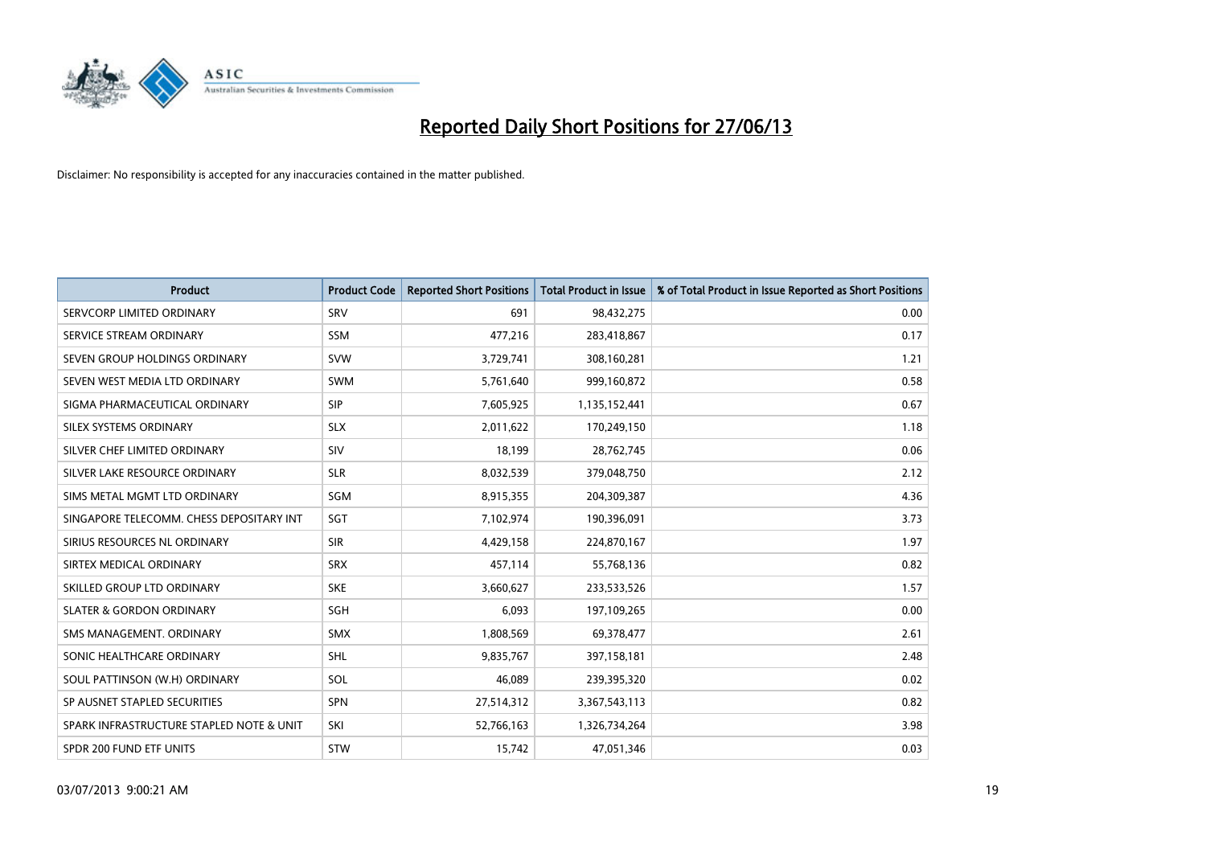# Reported Daily Short Positions for 27/06/13

Disclaimer: No responsibility is accepted for any inaccuracies contained in the matter published.

| Product | Product Code | Reported Short Positions | Total Product in Issue | % of Total Product in Issue Reported as Short Positions |
| --- | --- | --- | --- | --- |
| SERVCORP LIMITED ORDINARY | SRV | 691 | 98,432,275 | 0.00 |
| SERVICE STREAM ORDINARY | SSM | 477,216 | 283,418,867 | 0.17 |
| SEVEN GROUP HOLDINGS ORDINARY | SVW | 3,729,741 | 308,160,281 | 1.21 |
| SEVEN WEST MEDIA LTD ORDINARY | SWM | 5,761,640 | 999,160,872 | 0.58 |
| SIGMA PHARMACEUTICAL ORDINARY | SIP | 7,605,925 | 1,135,152,441 | 0.67 |
| SILEX SYSTEMS ORDINARY | SLX | 2,011,622 | 170,249,150 | 1.18 |
| SILVER CHEF LIMITED ORDINARY | SIV | 18,199 | 28,762,745 | 0.06 |
| SILVER LAKE RESOURCE ORDINARY | SLR | 8,032,539 | 379,048,750 | 2.12 |
| SIMS METAL MGMT LTD ORDINARY | SGM | 8,915,355 | 204,309,387 | 4.36 |
| SINGAPORE TELECOMM. CHESS DEPOSITARY INT | SGT | 7,102,974 | 190,396,091 | 3.73 |
| SIRIUS RESOURCES NL ORDINARY | SIR | 4,429,158 | 224,870,167 | 1.97 |
| SIRTEX MEDICAL ORDINARY | SRX | 457,114 | 55,768,136 | 0.82 |
| SKILLED GROUP LTD ORDINARY | SKE | 3,660,627 | 233,533,526 | 1.57 |
| SLATER & GORDON ORDINARY | SGH | 6,093 | 197,109,265 | 0.00 |
| SMS MANAGEMENT. ORDINARY | SMX | 1,808,569 | 69,378,477 | 2.61 |
| SONIC HEALTHCARE ORDINARY | SHL | 9,835,767 | 397,158,181 | 2.48 |
| SOUL PATTINSON (W.H) ORDINARY | SOL | 46,089 | 239,395,320 | 0.02 |
| SP AUSNET STAPLED SECURITIES | SPN | 27,514,312 | 3,367,543,113 | 0.82 |
| SPARK INFRASTRUCTURE STAPLED NOTE & UNIT | SKI | 52,766,163 | 1,326,734,264 | 3.98 |
| SPDR 200 FUND ETF UNITS | STW | 15,742 | 47,051,346 | 0.03 |

03/07/2013 9:00:21 AM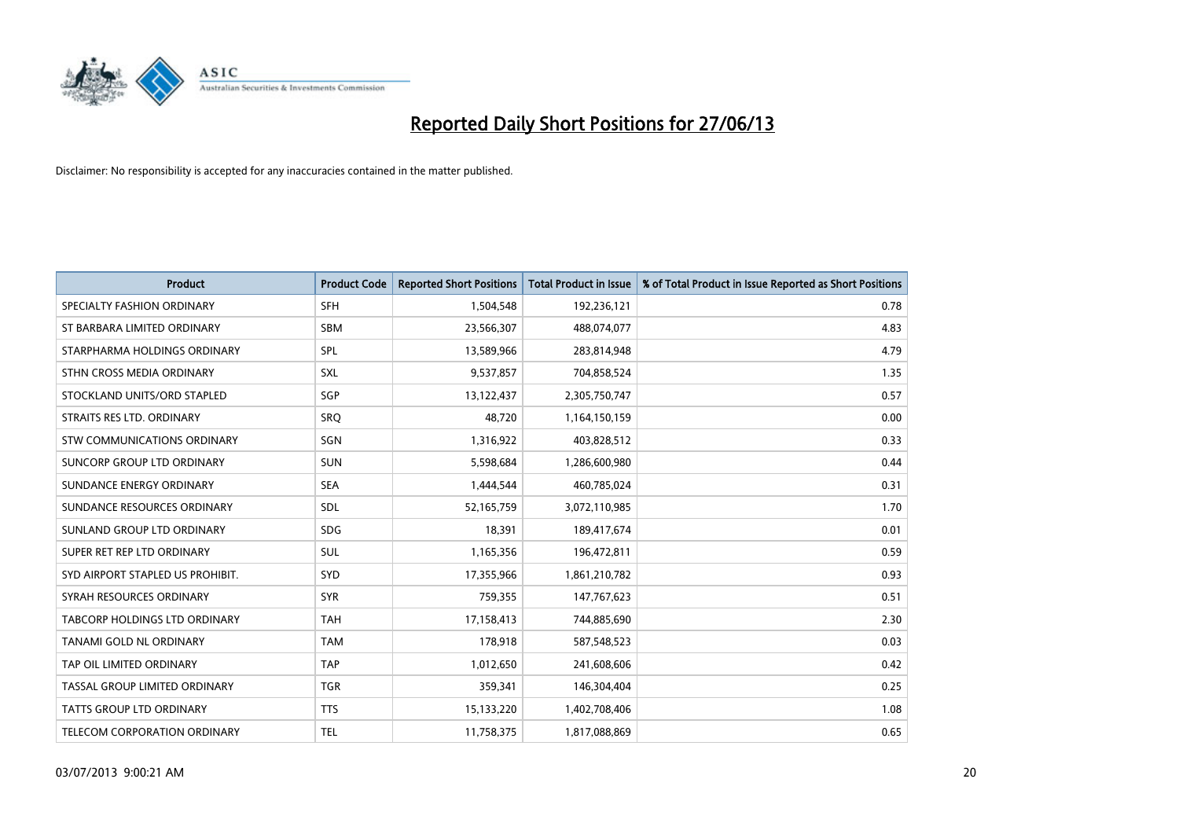# Reported Daily Short Positions for 27/06/13

Disclaimer: No responsibility is accepted for any inaccuracies contained in the matter published.

| Product | Product Code | Reported Short Positions | Total Product in Issue | % of Total Product in Issue Reported as Short Positions |
|---|---|---|---|---|
| SPECIALTY FASHION ORDINARY | SFH | 1,504,548 | 192,236,121 | 0.78 |
| ST BARBARA LIMITED ORDINARY | SBM | 23,566,307 | 488,074,077 | 4.83 |
| STARPHARMA HOLDINGS ORDINARY | SPL | 13,589,966 | 283,814,948 | 4.79 |
| STHN CROSS MEDIA ORDINARY | SXL | 9,537,857 | 704,858,524 | 1.35 |
| STOCKLAND UNITS/ORD STAPLED | SGP | 13,122,437 | 2,305,750,747 | 0.57 |
| STRAITS RES LTD. ORDINARY | SRQ | 48,720 | 1,164,150,159 | 0.00 |
| STW COMMUNICATIONS ORDINARY | SGN | 1,316,922 | 403,828,512 | 0.33 |
| SUNCORP GROUP LTD ORDINARY | SUN | 5,598,684 | 1,286,600,980 | 0.44 |
| SUNDANCE ENERGY ORDINARY | SEA | 1,444,544 | 460,785,024 | 0.31 |
| SUNDANCE RESOURCES ORDINARY | SDL | 52,165,759 | 3,072,110,985 | 1.70 |
| SUNLAND GROUP LTD ORDINARY | SDG | 18,391 | 189,417,674 | 0.01 |
| SUPER RET REP LTD ORDINARY | SUL | 1,165,356 | 196,472,811 | 0.59 |
| SYD AIRPORT STAPLED US PROHIBIT. | SYD | 17,355,966 | 1,861,210,782 | 0.93 |
| SYRAH RESOURCES ORDINARY | SYR | 759,355 | 147,767,623 | 0.51 |
| TABCORP HOLDINGS LTD ORDINARY | TAH | 17,158,413 | 744,885,690 | 2.30 |
| TANAMI GOLD NL ORDINARY | TAM | 178,918 | 587,548,523 | 0.03 |
| TAP OIL LIMITED ORDINARY | TAP | 1,012,650 | 241,608,606 | 0.42 |
| TASSAL GROUP LIMITED ORDINARY | TGR | 359,341 | 146,304,404 | 0.25 |
| TATTS GROUP LTD ORDINARY | TTS | 15,133,220 | 1,402,708,406 | 1.08 |
| TELECOM CORPORATION ORDINARY | TEL | 11,758,375 | 1,817,088,869 | 0.65 |

03/07/2013 9:00:21 AM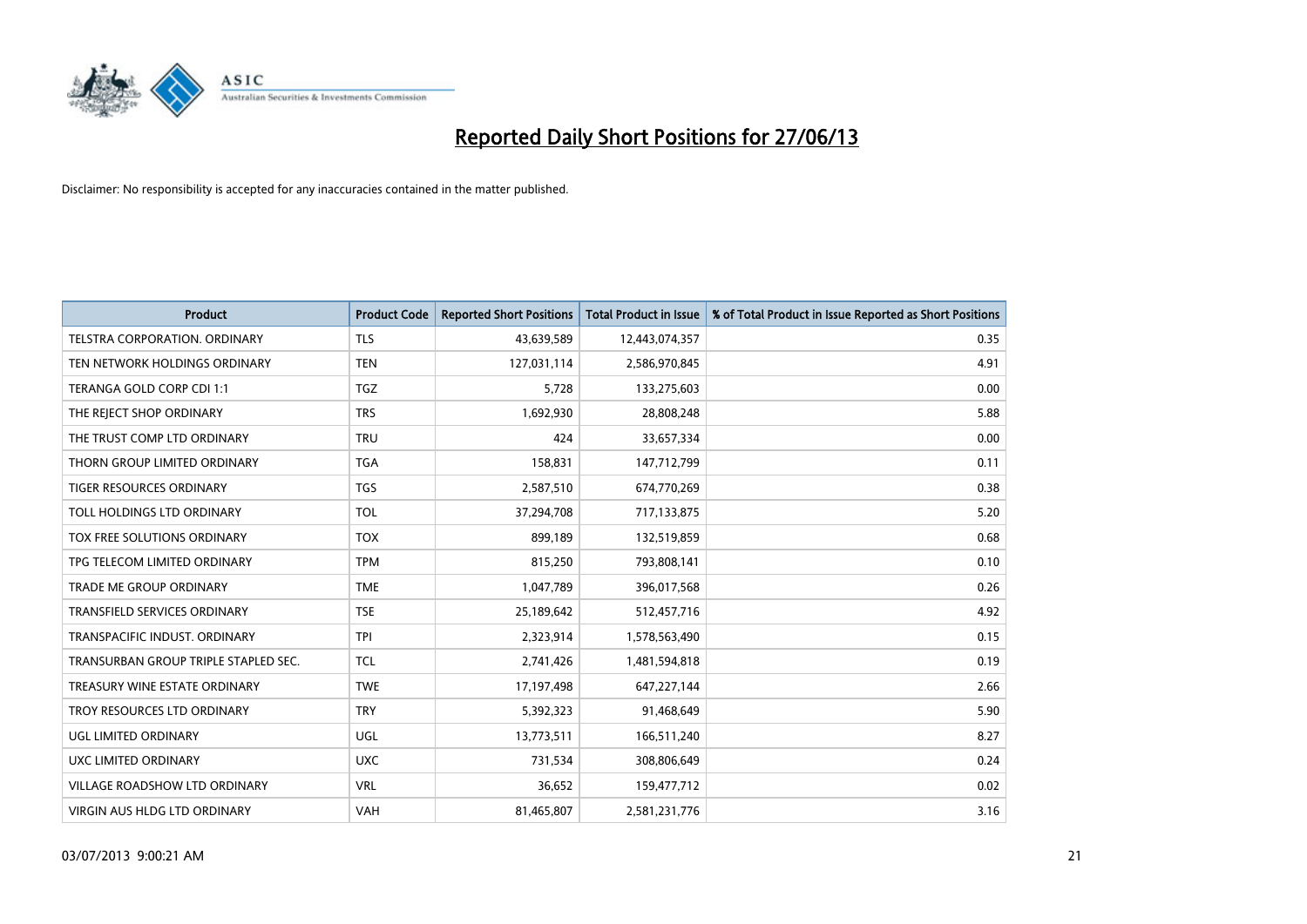# Reported Daily Short Positions for 27/06/13

Disclaimer: No responsibility is accepted for any inaccuracies contained in the matter published.

| Product | Product Code | Reported Short Positions | Total Product in Issue | % of Total Product in Issue Reported as Short Positions |
|---|---|---|---|---|
| TELSTRA CORPORATION. ORDINARY | TLS | 43,639,589 | 12,443,074,357 | 0.35 |
| TEN NETWORK HOLDINGS ORDINARY | TEN | 127,031,114 | 2,586,970,845 | 4.91 |
| TERANGA GOLD CORP CDI 1:1 | TGZ | 5,728 | 133,275,603 | 0.00 |
| THE REJECT SHOP ORDINARY | TRS | 1,692,930 | 28,808,248 | 5.88 |
| THE TRUST COMP LTD ORDINARY | TRU | 424 | 33,657,334 | 0.00 |
| THORN GROUP LIMITED ORDINARY | TGA | 158,831 | 147,712,799 | 0.11 |
| TIGER RESOURCES ORDINARY | TGS | 2,587,510 | 674,770,269 | 0.38 |
| TOLL HOLDINGS LTD ORDINARY | TOL | 37,294,708 | 717,133,875 | 5.20 |
| TOX FREE SOLUTIONS ORDINARY | TOX | 899,189 | 132,519,859 | 0.68 |
| TPG TELECOM LIMITED ORDINARY | TPM | 815,250 | 793,808,141 | 0.10 |
| TRADE ME GROUP ORDINARY | TME | 1,047,789 | 396,017,568 | 0.26 |
| TRANSFIELD SERVICES ORDINARY | TSE | 25,189,642 | 512,457,716 | 4.92 |
| TRANSPACIFIC INDUST. ORDINARY | TPI | 2,323,914 | 1,578,563,490 | 0.15 |
| TRANSURBAN GROUP TRIPLE STAPLED SEC. | TCL | 2,741,426 | 1,481,594,818 | 0.19 |
| TREASURY WINE ESTATE ORDINARY | TWE | 17,197,498 | 647,227,144 | 2.66 |
| TROY RESOURCES LTD ORDINARY | TRY | 5,392,323 | 91,468,649 | 5.90 |
| UGL LIMITED ORDINARY | UGL | 13,773,511 | 166,511,240 | 8.27 |
| UXC LIMITED ORDINARY | UXC | 731,534 | 308,806,649 | 0.24 |
| VILLAGE ROADSHOW LTD ORDINARY | VRL | 36,652 | 159,477,712 | 0.02 |
| VIRGIN AUS HLDG LTD ORDINARY | VAH | 81,465,807 | 2,581,231,776 | 3.16 |

03/07/2013 9:00:21 AM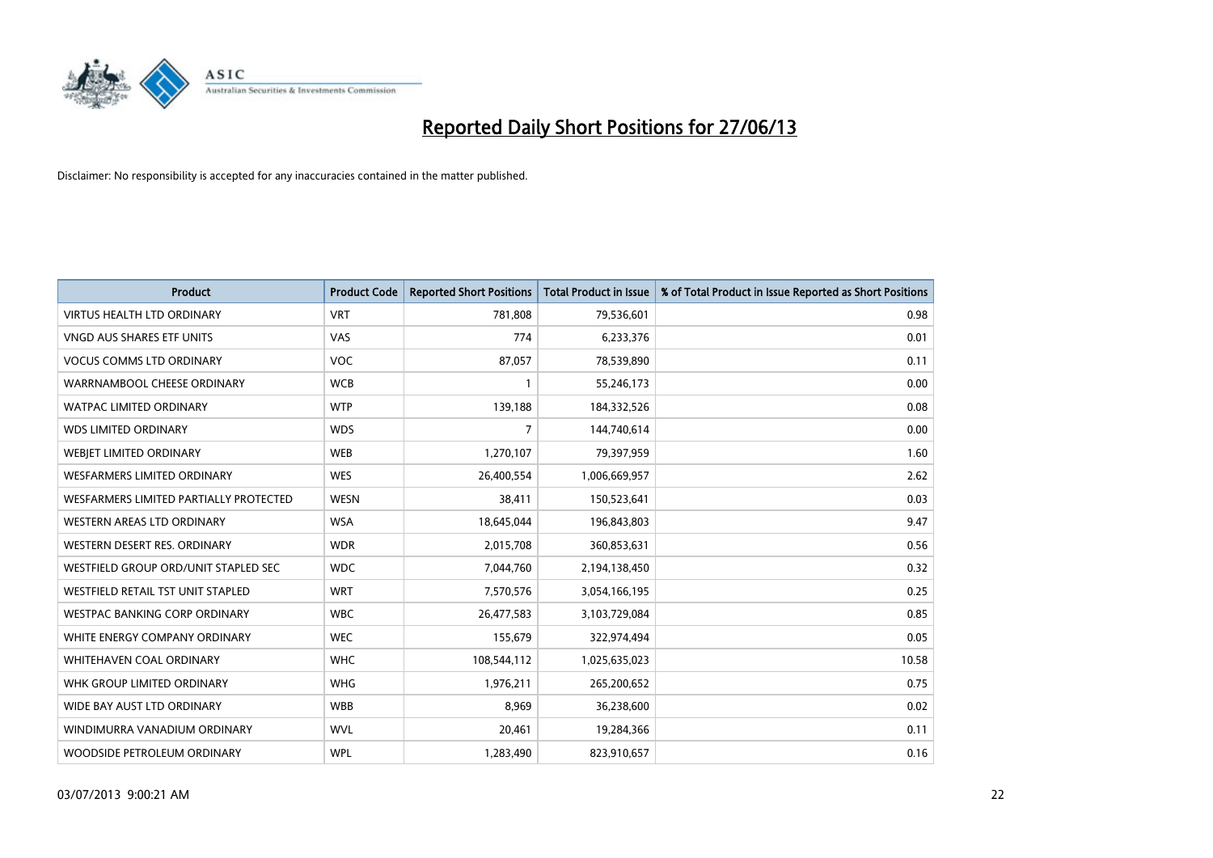# Reported Daily Short Positions for 27/06/13

Disclaimer: No responsibility is accepted for any inaccuracies contained in the matter published.

| Product | Product Code | Reported Short Positions | Total Product in Issue | % of Total Product in Issue Reported as Short Positions |
|---|---|---|---|---|
| VIRTUS HEALTH LTD ORDINARY | VRT | 781,808 | 79,536,601 | 0.98 |
| VNGD AUS SHARES ETF UNITS | VAS | 774 | 6,233,376 | 0.01 |
| VOCUS COMMS LTD ORDINARY | VOC | 87,057 | 78,539,890 | 0.11 |
| WARRNAMBOOL CHEESE ORDINARY | WCB | 1 | 55,246,173 | 0.00 |
| WATPAC LIMITED ORDINARY | WTP | 139,188 | 184,332,526 | 0.08 |
| WDS LIMITED ORDINARY | WDS | 7 | 144,740,614 | 0.00 |
| WEBJET LIMITED ORDINARY | WEB | 1,270,107 | 79,397,959 | 1.60 |
| WESFARMERS LIMITED ORDINARY | WES | 26,400,554 | 1,006,669,957 | 2.62 |
| WESFARMERS LIMITED PARTIALLY PROTECTED | WESN | 38,411 | 150,523,641 | 0.03 |
| WESTERN AREAS LTD ORDINARY | WSA | 18,645,044 | 196,843,803 | 9.47 |
| WESTERN DESERT RES. ORDINARY | WDR | 2,015,708 | 360,853,631 | 0.56 |
| WESTFIELD GROUP ORD/UNIT STAPLED SEC | WDC | 7,044,760 | 2,194,138,450 | 0.32 |
| WESTFIELD RETAIL TST UNIT STAPLED | WRT | 7,570,576 | 3,054,166,195 | 0.25 |
| WESTPAC BANKING CORP ORDINARY | WBC | 26,477,583 | 3,103,729,084 | 0.85 |
| WHITE ENERGY COMPANY ORDINARY | WEC | 155,679 | 322,974,494 | 0.05 |
| WHITEHAVEN COAL ORDINARY | WHC | 108,544,112 | 1,025,635,023 | 10.58 |
| WHK GROUP LIMITED ORDINARY | WHG | 1,976,211 | 265,200,652 | 0.75 |
| WIDE BAY AUST LTD ORDINARY | WBB | 8,969 | 36,238,600 | 0.02 |
| WINDIMURRA VANADIUM ORDINARY | WVL | 20,461 | 19,284,366 | 0.11 |
| WOODSIDE PETROLEUM ORDINARY | WPL | 1,283,490 | 823,910,657 | 0.16 |

03/07/2013 9:00:21 AM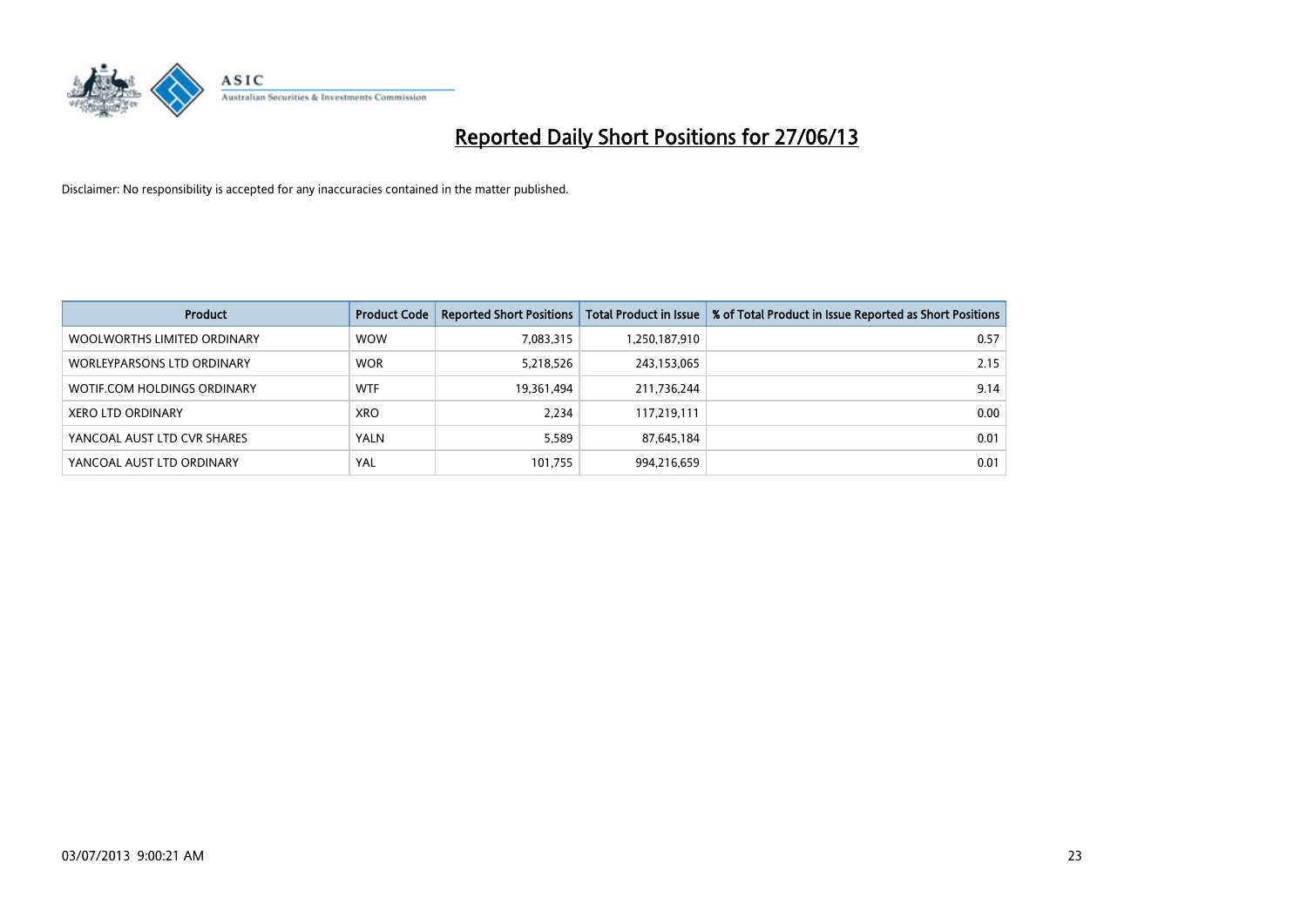# Reported Daily Short Positions for 27/06/13

Disclaimer: No responsibility is accepted for any inaccuracies contained in the matter published.

| Product | Product Code | Reported Short Positions | Total Product in Issue | % of Total Product in Issue Reported as Short Positions |
|---|---|---|---|---|
| WOOLWORTHS LIMITED ORDINARY | WOW | 7,083,315 | 1,250,187,910 | 0.57 |
| WORLEYPARSONS LTD ORDINARY | WOR | 5,218,526 | 243,153,065 | 2.15 |
| WOTIF.COM HOLDINGS ORDINARY | WTF | 19,361,494 | 211,736,244 | 9.14 |
| XERO LTD ORDINARY | XRO | 2,234 | 117,219,111 | 0.00 |
| YANCOAL AUST LTD CVR SHARES | YALN | 5,589 | 87,645,184 | 0.01 |
| YANCOAL AUST LTD ORDINARY | YAL | 101,755 | 994,216,659 | 0.01 |

03/07/2013 9:00:21 AM